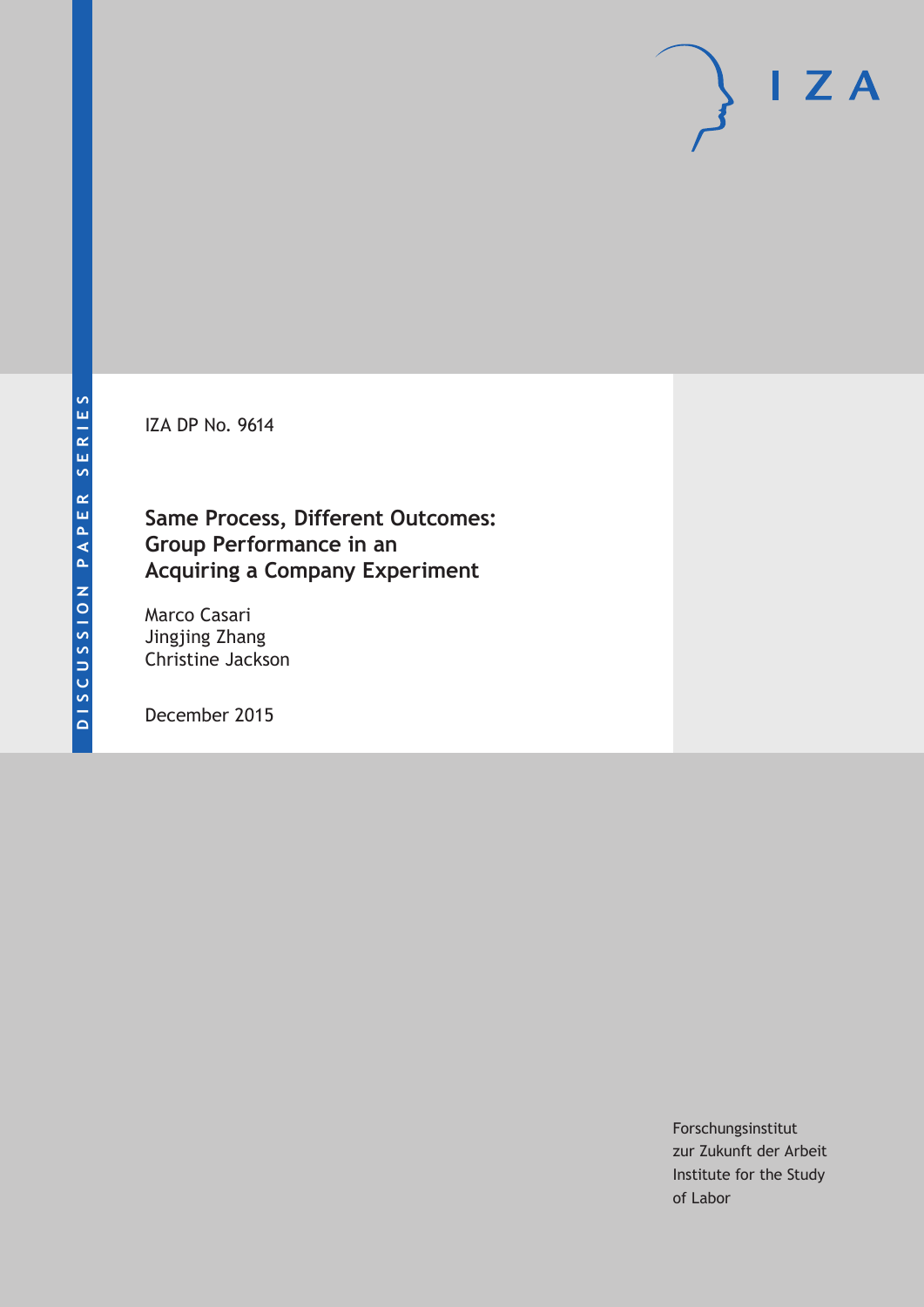DISCUSSION PAPER SERIES

IZA DP No. 9614

# Same Process, Different Outcomes: Group Performance in an Acquiring a Company Experiment

Marco Casari
Jingjing Zhang
Christine Jackson

December 2015

Forschungsinstitut
zur Zukunft der Arbeit
Institute for the Study
of Labor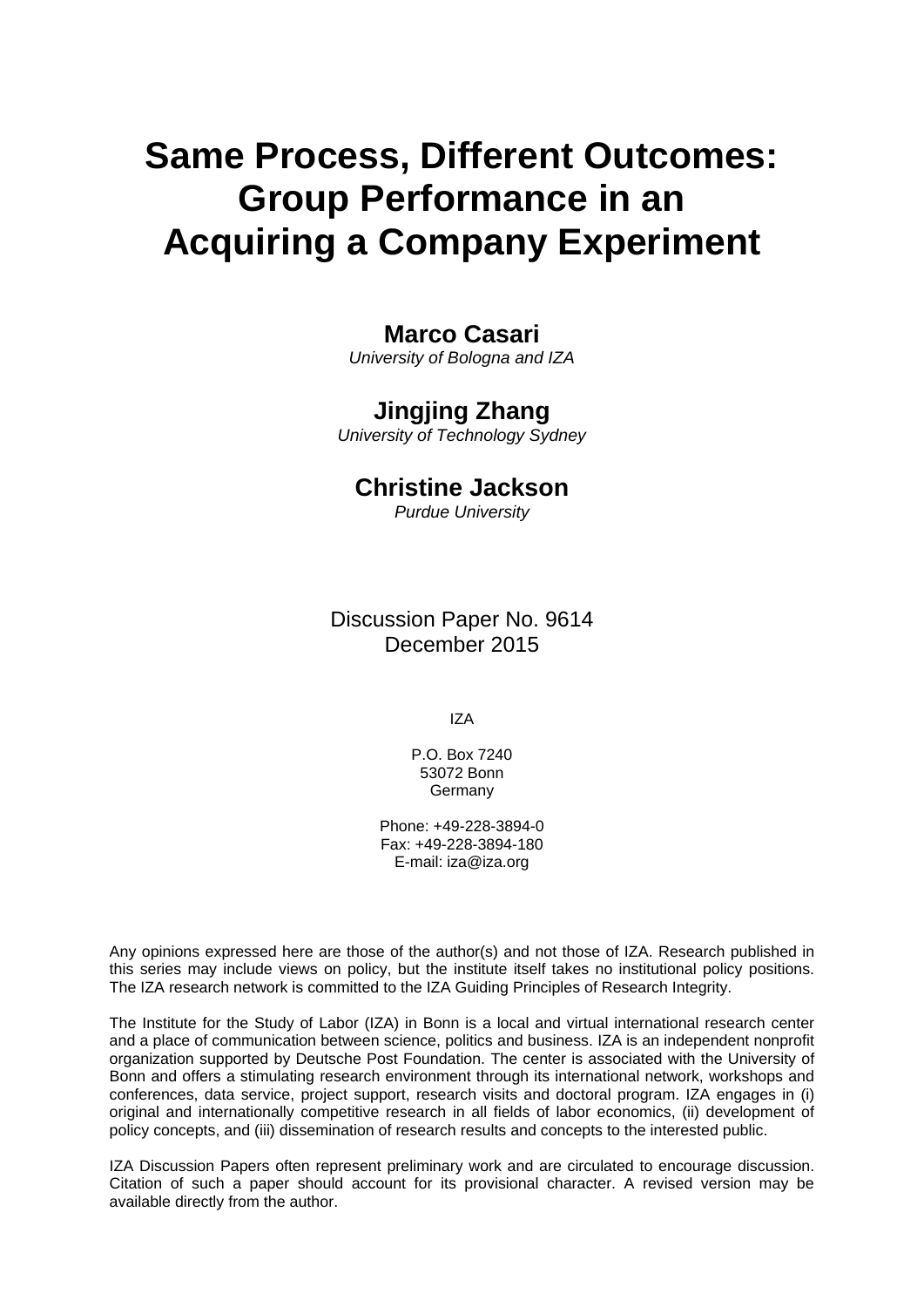# Same Process, Different Outcomes: Group Performance in an Acquiring a Company Experiment

**Marco Casari**
*University of Bologna and IZA*

**Jingjing Zhang**
*University of Technology Sydney*

**Christine Jackson**
*Purdue University*

Discussion Paper No. 9614
December 2015

IZA

P.O. Box 7240
53072 Bonn
Germany

Phone: +49-228-3894-0
Fax: +49-228-3894-180
E-mail: iza@iza.org

Any opinions expressed here are those of the author(s) and not those of IZA. Research published in this series may include views on policy, but the institute itself takes no institutional policy positions. The IZA research network is committed to the IZA Guiding Principles of Research Integrity.

The Institute for the Study of Labor (IZA) in Bonn is a local and virtual international research center and a place of communication between science, politics and business. IZA is an independent nonprofit organization supported by Deutsche Post Foundation. The center is associated with the University of Bonn and offers a stimulating research environment through its international network, workshops and conferences, data service, project support, research visits and doctoral program. IZA engages in (i) original and internationally competitive research in all fields of labor economics, (ii) development of policy concepts, and (iii) dissemination of research results and concepts to the interested public.

IZA Discussion Papers often represent preliminary work and are circulated to encourage discussion. Citation of such a paper should account for its provisional character. A revised version may be available directly from the author.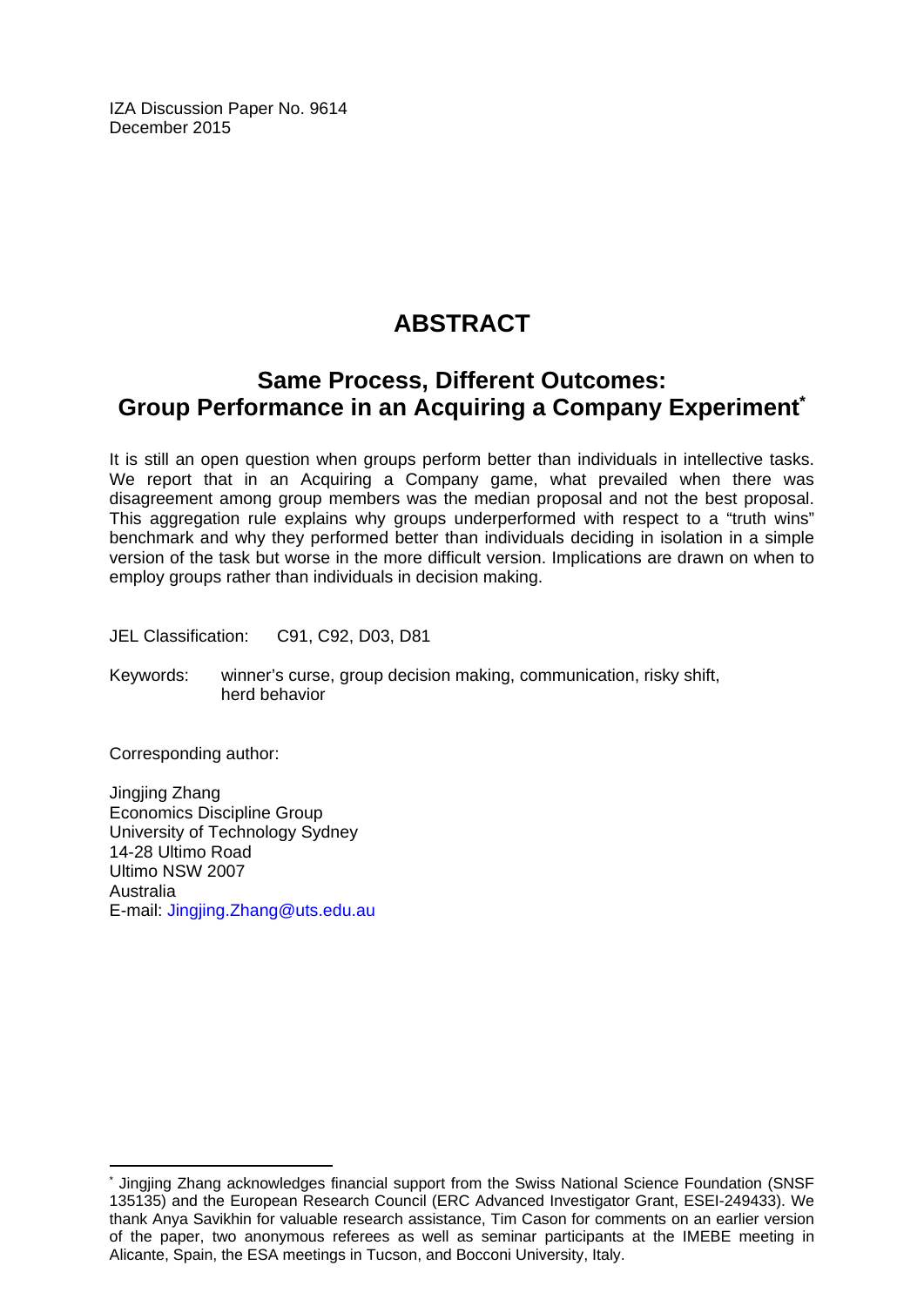IZA Discussion Paper No. 9614
December 2015

# ABSTRACT

## Same Process, Different Outcomes: Group Performance in an Acquiring a Company Experiment*

It is still an open question when groups perform better than individuals in intellective tasks. We report that in an Acquiring a Company game, what prevailed when there was disagreement among group members was the median proposal and not the best proposal. This aggregation rule explains why groups underperformed with respect to a "truth wins" benchmark and why they performed better than individuals deciding in isolation in a simple version of the task but worse in the more difficult version. Implications are drawn on when to employ groups rather than individuals in decision making.

JEL Classification: C91, C92, D03, D81

Keywords: winner's curse, group decision making, communication, risky shift, herd behavior

Corresponding author:

Jingjing Zhang
Economics Discipline Group
University of Technology Sydney
14-28 Ultimo Road
Ultimo NSW 2007
Australia
E-mail: Jingjing.Zhang@uts.edu.au

---

* Jingjing Zhang acknowledges financial support from the Swiss National Science Foundation (SNSF 135135) and the European Research Council (ERC Advanced Investigator Grant, ESEI-249433). We thank Anya Savikhin for valuable research assistance, Tim Cason for comments on an earlier version of the paper, two anonymous referees as well as seminar participants at the IMEBE meeting in Alicante, Spain, the ESA meetings in Tucson, and Bocconi University, Italy.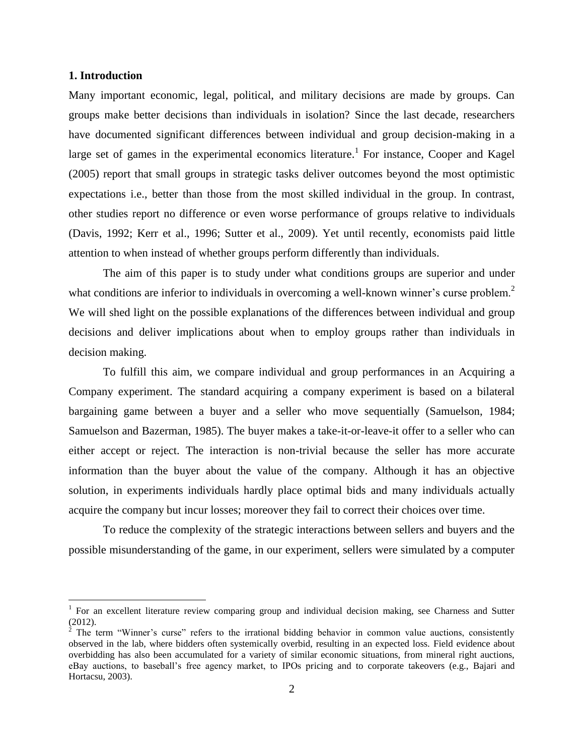## 1. Introduction

Many important economic, legal, political, and military decisions are made by groups. Can groups make better decisions than individuals in isolation? Since the last decade, researchers have documented significant differences between individual and group decision-making in a large set of games in the experimental economics literature.[1] For instance, Cooper and Kagel (2005) report that small groups in strategic tasks deliver outcomes beyond the most optimistic expectations i.e., better than those from the most skilled individual in the group. In contrast, other studies report no difference or even worse performance of groups relative to individuals (Davis, 1992; Kerr et al., 1996; Sutter et al., 2009). Yet until recently, economists paid little attention to when instead of whether groups perform differently than individuals.

The aim of this paper is to study under what conditions groups are superior and under what conditions are inferior to individuals in overcoming a well-known winner's curse problem.[2] We will shed light on the possible explanations of the differences between individual and group decisions and deliver implications about when to employ groups rather than individuals in decision making.

To fulfill this aim, we compare individual and group performances in an Acquiring a Company experiment. The standard acquiring a company experiment is based on a bilateral bargaining game between a buyer and a seller who move sequentially (Samuelson, 1984; Samuelson and Bazerman, 1985). The buyer makes a take-it-or-leave-it offer to a seller who can either accept or reject. The interaction is non-trivial because the seller has more accurate information than the buyer about the value of the company. Although it has an objective solution, in experiments individuals hardly place optimal bids and many individuals actually acquire the company but incur losses; moreover they fail to correct their choices over time.

To reduce the complexity of the strategic interactions between sellers and buyers and the possible misunderstanding of the game, in our experiment, sellers were simulated by a computer

---

[1] For an excellent literature review comparing group and individual decision making, see Charness and Sutter (2012).

[2] The term "Winner's curse" refers to the irrational bidding behavior in common value auctions, consistently observed in the lab, where bidders often systemically overbid, resulting in an expected loss. Field evidence about overbidding has also been accumulated for a variety of similar economic situations, from mineral right auctions, eBay auctions, to baseball's free agency market, to IPOs pricing and to corporate takeovers (e.g., Bajari and Hortacsu, 2003).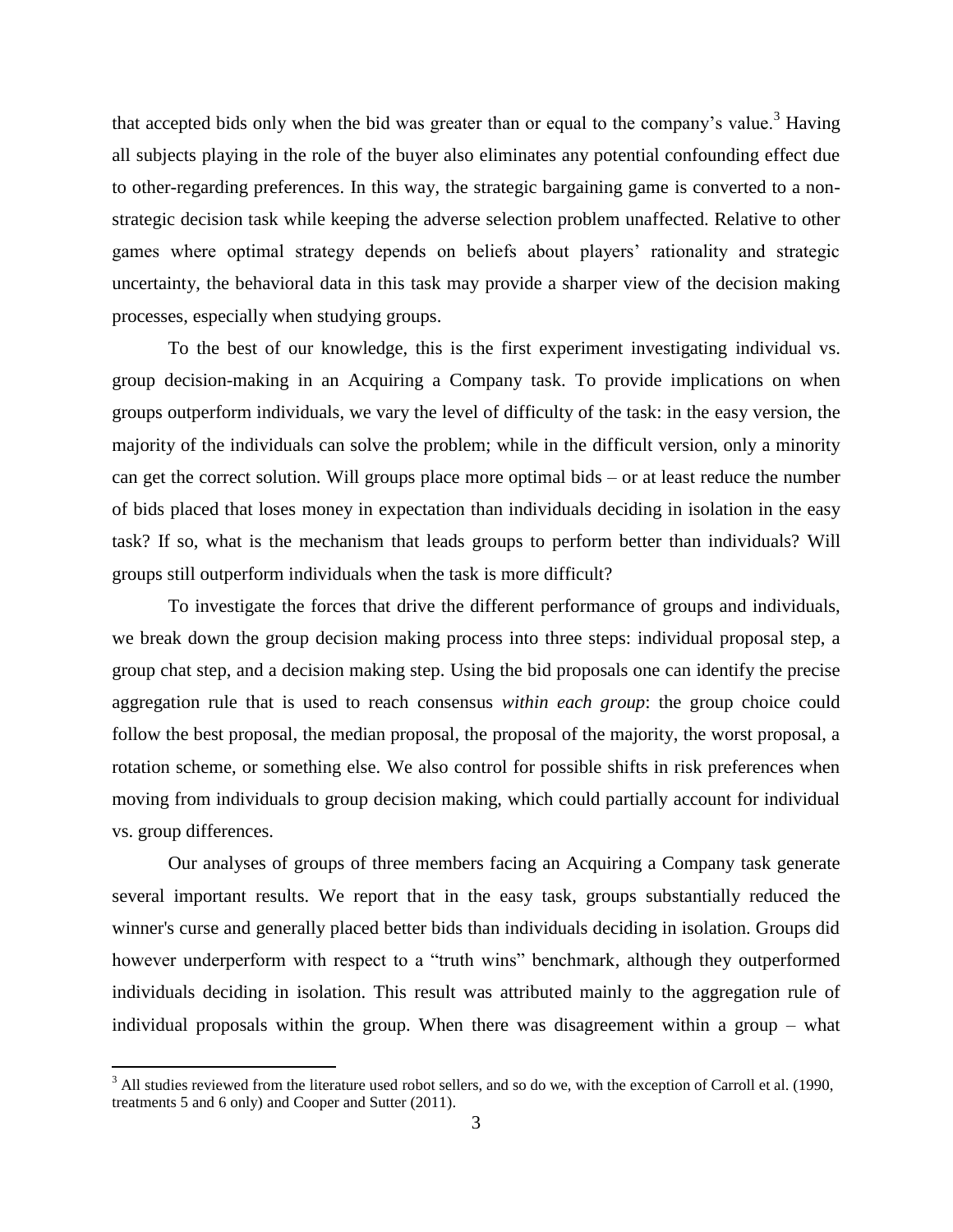that accepted bids only when the bid was greater than or equal to the company's value.[3] Having all subjects playing in the role of the buyer also eliminates any potential confounding effect due to other-regarding preferences. In this way, the strategic bargaining game is converted to a non-strategic decision task while keeping the adverse selection problem unaffected. Relative to other games where optimal strategy depends on beliefs about players' rationality and strategic uncertainty, the behavioral data in this task may provide a sharper view of the decision making processes, especially when studying groups.

To the best of our knowledge, this is the first experiment investigating individual vs. group decision-making in an Acquiring a Company task. To provide implications on when groups outperform individuals, we vary the level of difficulty of the task: in the easy version, the majority of the individuals can solve the problem; while in the difficult version, only a minority can get the correct solution. Will groups place more optimal bids – or at least reduce the number of bids placed that loses money in expectation than individuals deciding in isolation in the easy task? If so, what is the mechanism that leads groups to perform better than individuals? Will groups still outperform individuals when the task is more difficult?

To investigate the forces that drive the different performance of groups and individuals, we break down the group decision making process into three steps: individual proposal step, a group chat step, and a decision making step. Using the bid proposals one can identify the precise aggregation rule that is used to reach consensus *within each group*: the group choice could follow the best proposal, the median proposal, the proposal of the majority, the worst proposal, a rotation scheme, or something else. We also control for possible shifts in risk preferences when moving from individuals to group decision making, which could partially account for individual vs. group differences.

Our analyses of groups of three members facing an Acquiring a Company task generate several important results. We report that in the easy task, groups substantially reduced the winner's curse and generally placed better bids than individuals deciding in isolation. Groups did however underperform with respect to a "truth wins" benchmark, although they outperformed individuals deciding in isolation. This result was attributed mainly to the aggregation rule of individual proposals within the group. When there was disagreement within a group – what

[3] All studies reviewed from the literature used robot sellers, and so do we, with the exception of Carroll et al. (1990, treatments 5 and 6 only) and Cooper and Sutter (2011).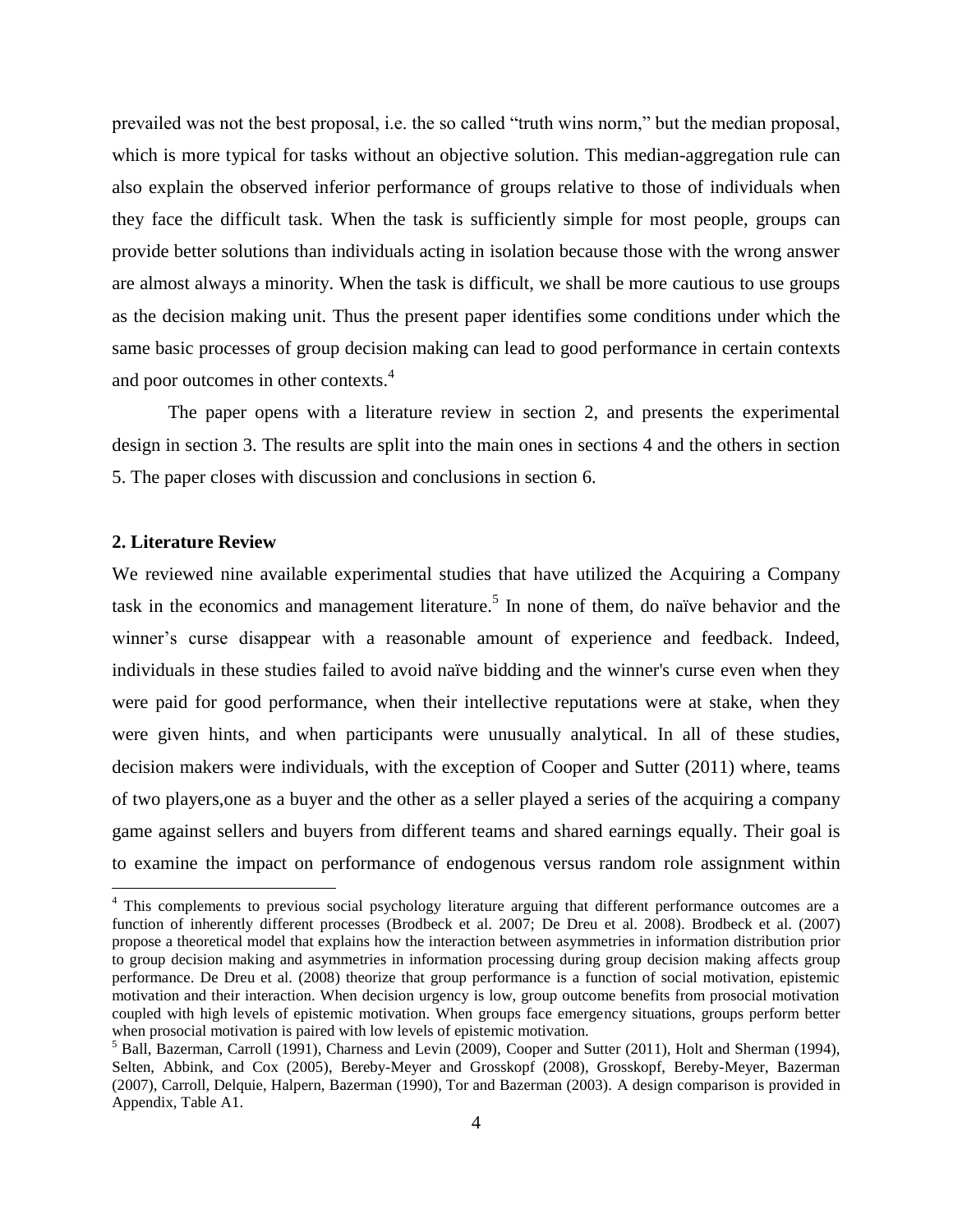prevailed was not the best proposal, i.e. the so called "truth wins norm," but the median proposal, which is more typical for tasks without an objective solution. This median-aggregation rule can also explain the observed inferior performance of groups relative to those of individuals when they face the difficult task. When the task is sufficiently simple for most people, groups can provide better solutions than individuals acting in isolation because those with the wrong answer are almost always a minority. When the task is difficult, we shall be more cautious to use groups as the decision making unit. Thus the present paper identifies some conditions under which the same basic processes of group decision making can lead to good performance in certain contexts and poor outcomes in other contexts.[4]

The paper opens with a literature review in section 2, and presents the experimental design in section 3. The results are split into the main ones in sections 4 and the others in section 5. The paper closes with discussion and conclusions in section 6.

## 2. Literature Review

We reviewed nine available experimental studies that have utilized the Acquiring a Company task in the economics and management literature.[5] In none of them, do naïve behavior and the winner's curse disappear with a reasonable amount of experience and feedback. Indeed, individuals in these studies failed to avoid naïve bidding and the winner's curse even when they were paid for good performance, when their intellective reputations were at stake, when they were given hints, and when participants were unusually analytical. In all of these studies, decision makers were individuals, with the exception of Cooper and Sutter (2011) where, teams of two players,one as a buyer and the other as a seller played a series of the acquiring a company game against sellers and buyers from different teams and shared earnings equally. Their goal is to examine the impact on performance of endogenous versus random role assignment within

[4] This complements to previous social psychology literature arguing that different performance outcomes are a function of inherently different processes (Brodbeck et al. 2007; De Dreu et al. 2008). Brodbeck et al. (2007) propose a theoretical model that explains how the interaction between asymmetries in information distribution prior to group decision making and asymmetries in information processing during group decision making affects group performance. De Dreu et al. (2008) theorize that group performance is a function of social motivation, epistemic motivation and their interaction. When decision urgency is low, group outcome benefits from prosocial motivation coupled with high levels of epistemic motivation. When groups face emergency situations, groups perform better when prosocial motivation is paired with low levels of epistemic motivation.

[5] Ball, Bazerman, Carroll (1991), Charness and Levin (2009), Cooper and Sutter (2011), Holt and Sherman (1994), Selten, Abbink, and Cox (2005), Bereby-Meyer and Grosskopf (2008), Grosskopf, Bereby-Meyer, Bazerman (2007), Carroll, Delquie, Halpern, Bazerman (1990), Tor and Bazerman (2003). A design comparison is provided in Appendix, Table A1.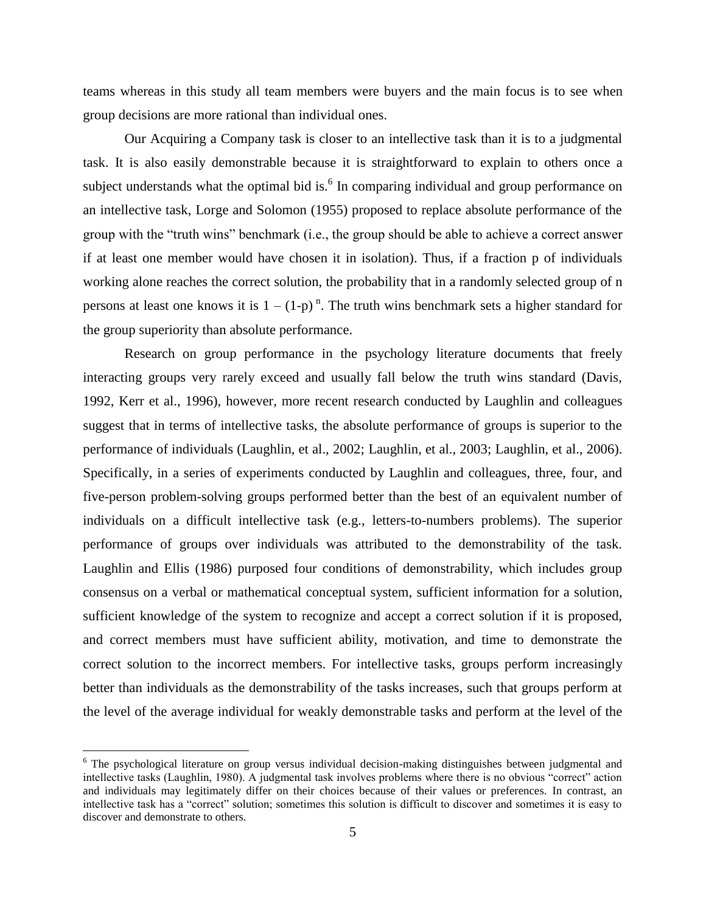teams whereas in this study all team members were buyers and the main focus is to see when group decisions are more rational than individual ones.

Our Acquiring a Company task is closer to an intellective task than it is to a judgmental task. It is also easily demonstrable because it is straightforward to explain to others once a subject understands what the optimal bid is.[6] In comparing individual and group performance on an intellective task, Lorge and Solomon (1955) proposed to replace absolute performance of the group with the "truth wins" benchmark (i.e., the group should be able to achieve a correct answer if at least one member would have chosen it in isolation). Thus, if a fraction p of individuals working alone reaches the correct solution, the probability that in a randomly selected group of n persons at least one knows it is $1 - (1\text{-}p)^n$. The truth wins benchmark sets a higher standard for the group superiority than absolute performance.

Research on group performance in the psychology literature documents that freely interacting groups very rarely exceed and usually fall below the truth wins standard (Davis, 1992, Kerr et al., 1996), however, more recent research conducted by Laughlin and colleagues suggest that in terms of intellective tasks, the absolute performance of groups is superior to the performance of individuals (Laughlin, et al., 2002; Laughlin, et al., 2003; Laughlin, et al., 2006). Specifically, in a series of experiments conducted by Laughlin and colleagues, three, four, and five-person problem-solving groups performed better than the best of an equivalent number of individuals on a difficult intellective task (e.g., letters-to-numbers problems). The superior performance of groups over individuals was attributed to the demonstrability of the task. Laughlin and Ellis (1986) purposed four conditions of demonstrability, which includes group consensus on a verbal or mathematical conceptual system, sufficient information for a solution, sufficient knowledge of the system to recognize and accept a correct solution if it is proposed, and correct members must have sufficient ability, motivation, and time to demonstrate the correct solution to the incorrect members. For intellective tasks, groups perform increasingly better than individuals as the demonstrability of the tasks increases, such that groups perform at the level of the average individual for weakly demonstrable tasks and perform at the level of the

[6] The psychological literature on group versus individual decision-making distinguishes between judgmental and intellective tasks (Laughlin, 1980). A judgmental task involves problems where there is no obvious "correct" action and individuals may legitimately differ on their choices because of their values or preferences. In contrast, an intellective task has a "correct" solution; sometimes this solution is difficult to discover and sometimes it is easy to discover and demonstrate to others.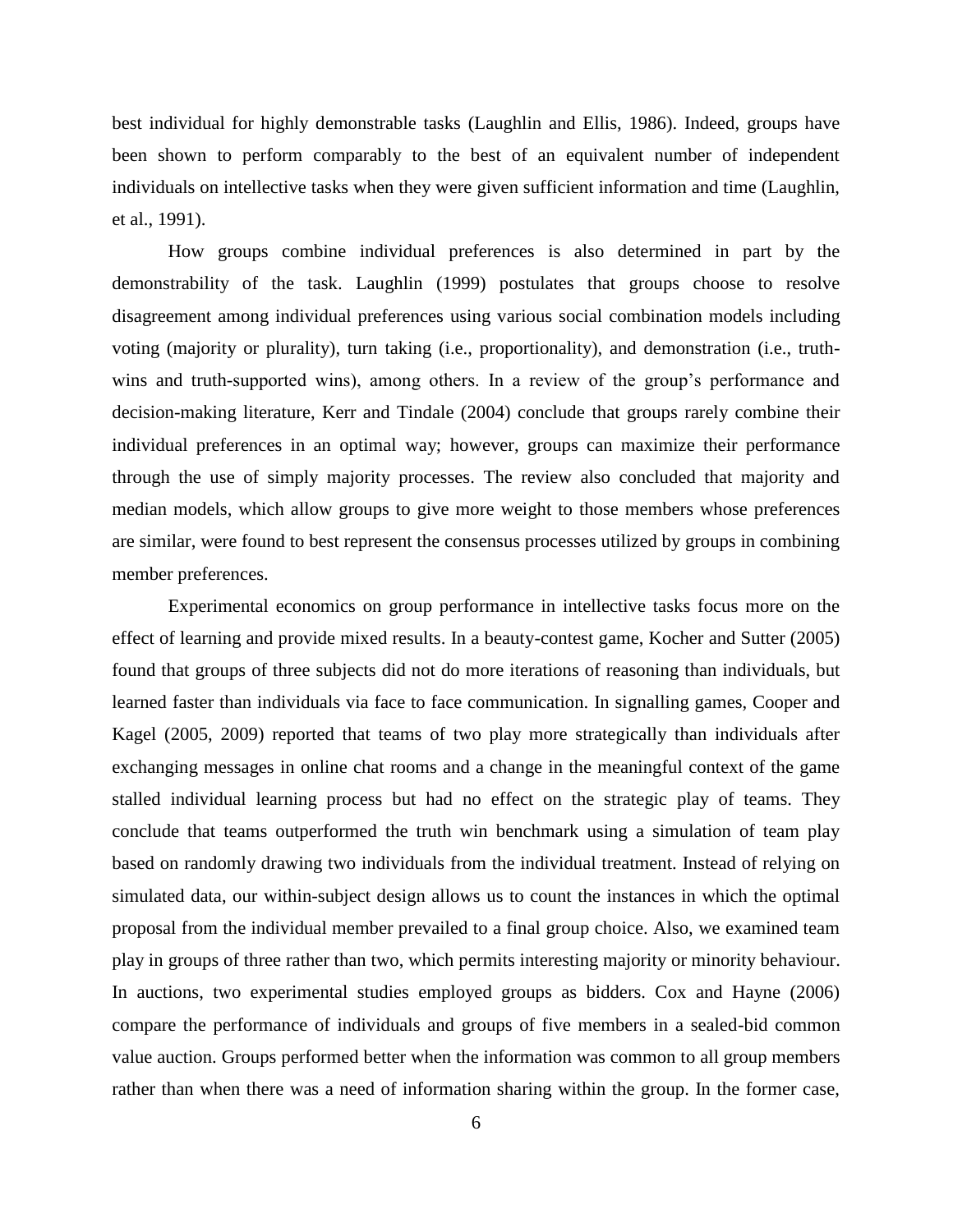best individual for highly demonstrable tasks (Laughlin and Ellis, 1986). Indeed, groups have been shown to perform comparably to the best of an equivalent number of independent individuals on intellective tasks when they were given sufficient information and time (Laughlin, et al., 1991).

How groups combine individual preferences is also determined in part by the demonstrability of the task. Laughlin (1999) postulates that groups choose to resolve disagreement among individual preferences using various social combination models including voting (majority or plurality), turn taking (i.e., proportionality), and demonstration (i.e., truth-wins and truth-supported wins), among others. In a review of the group's performance and decision-making literature, Kerr and Tindale (2004) conclude that groups rarely combine their individual preferences in an optimal way; however, groups can maximize their performance through the use of simply majority processes. The review also concluded that majority and median models, which allow groups to give more weight to those members whose preferences are similar, were found to best represent the consensus processes utilized by groups in combining member preferences.

Experimental economics on group performance in intellective tasks focus more on the effect of learning and provide mixed results. In a beauty-contest game, Kocher and Sutter (2005) found that groups of three subjects did not do more iterations of reasoning than individuals, but learned faster than individuals via face to face communication. In signalling games, Cooper and Kagel (2005, 2009) reported that teams of two play more strategically than individuals after exchanging messages in online chat rooms and a change in the meaningful context of the game stalled individual learning process but had no effect on the strategic play of teams. They conclude that teams outperformed the truth win benchmark using a simulation of team play based on randomly drawing two individuals from the individual treatment. Instead of relying on simulated data, our within-subject design allows us to count the instances in which the optimal proposal from the individual member prevailed to a final group choice. Also, we examined team play in groups of three rather than two, which permits interesting majority or minority behaviour. In auctions, two experimental studies employed groups as bidders. Cox and Hayne (2006) compare the performance of individuals and groups of five members in a sealed-bid common value auction. Groups performed better when the information was common to all group members rather than when there was a need of information sharing within the group. In the former case,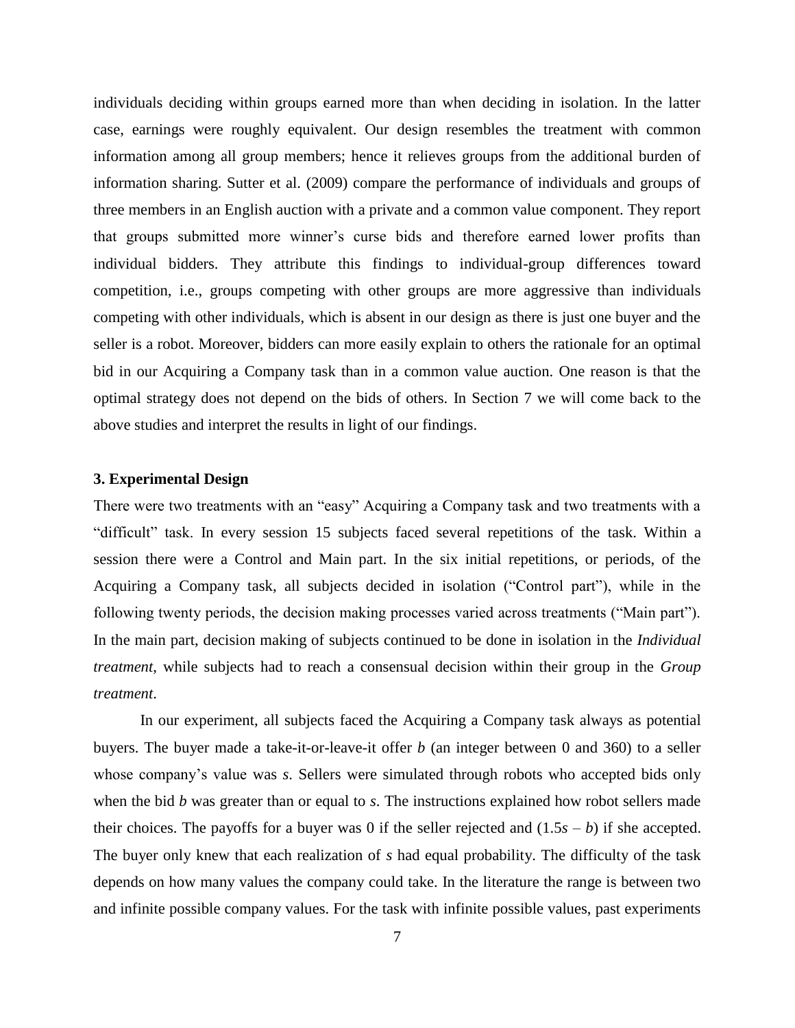individuals deciding within groups earned more than when deciding in isolation. In the latter case, earnings were roughly equivalent. Our design resembles the treatment with common information among all group members; hence it relieves groups from the additional burden of information sharing. Sutter et al. (2009) compare the performance of individuals and groups of three members in an English auction with a private and a common value component. They report that groups submitted more winner's curse bids and therefore earned lower profits than individual bidders. They attribute this findings to individual-group differences toward competition, i.e., groups competing with other groups are more aggressive than individuals competing with other individuals, which is absent in our design as there is just one buyer and the seller is a robot. Moreover, bidders can more easily explain to others the rationale for an optimal bid in our Acquiring a Company task than in a common value auction. One reason is that the optimal strategy does not depend on the bids of others. In Section 7 we will come back to the above studies and interpret the results in light of our findings.

### 3. Experimental Design

There were two treatments with an "easy" Acquiring a Company task and two treatments with a "difficult" task. In every session 15 subjects faced several repetitions of the task. Within a session there were a Control and Main part. In the six initial repetitions, or periods, of the Acquiring a Company task, all subjects decided in isolation ("Control part"), while in the following twenty periods, the decision making processes varied across treatments ("Main part"). In the main part, decision making of subjects continued to be done in isolation in the *Individual treatment*, while subjects had to reach a consensual decision within their group in the *Group treatment*.

In our experiment, all subjects faced the Acquiring a Company task always as potential buyers. The buyer made a take-it-or-leave-it offer $b$ (an integer between 0 and 360) to a seller whose company's value was $s$. Sellers were simulated through robots who accepted bids only when the bid $b$ was greater than or equal to $s$. The instructions explained how robot sellers made their choices. The payoffs for a buyer was 0 if the seller rejected and $(1.5s - b)$ if she accepted. The buyer only knew that each realization of $s$ had equal probability. The difficulty of the task depends on how many values the company could take. In the literature the range is between two and infinite possible company values. For the task with infinite possible values, past experiments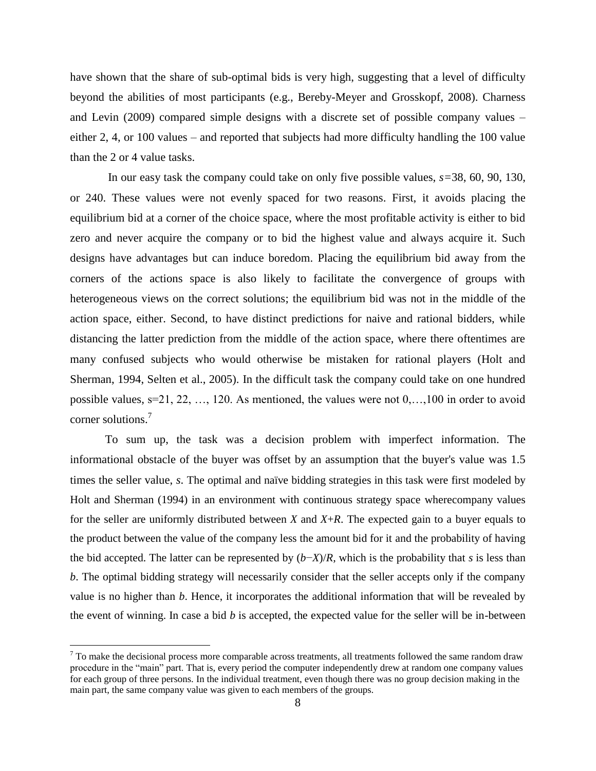have shown that the share of sub-optimal bids is very high, suggesting that a level of difficulty beyond the abilities of most participants (e.g., Bereby-Meyer and Grosskopf, 2008). Charness and Levin (2009) compared simple designs with a discrete set of possible company values – either 2, 4, or 100 values – and reported that subjects had more difficulty handling the 100 value than the 2 or 4 value tasks.

In our easy task the company could take on only five possible values, $s$=38, 60, 90, 130, or 240. These values were not evenly spaced for two reasons. First, it avoids placing the equilibrium bid at a corner of the choice space, where the most profitable activity is either to bid zero and never acquire the company or to bid the highest value and always acquire it. Such designs have advantages but can induce boredom. Placing the equilibrium bid away from the corners of the actions space is also likely to facilitate the convergence of groups with heterogeneous views on the correct solutions; the equilibrium bid was not in the middle of the action space, either. Second, to have distinct predictions for naive and rational bidders, while distancing the latter prediction from the middle of the action space, where there oftentimes are many confused subjects who would otherwise be mistaken for rational players (Holt and Sherman, 1994, Selten et al., 2005). In the difficult task the company could take on one hundred possible values, s=21, 22, …, 120. As mentioned, the values were not 0,…,100 in order to avoid corner solutions.[7]

To sum up, the task was a decision problem with imperfect information. The informational obstacle of the buyer was offset by an assumption that the buyer's value was 1.5 times the seller value, $s$. The optimal and naïve bidding strategies in this task were first modeled by Holt and Sherman (1994) in an environment with continuous strategy space wherecompany values for the seller are uniformly distributed between $X$ and $X$+$R$. The expected gain to a buyer equals to the product between the value of the company less the amount bid for it and the probability of having the bid accepted. The latter can be represented by $(b-X)/R$, which is the probability that $s$ is less than $b$. The optimal bidding strategy will necessarily consider that the seller accepts only if the company value is no higher than $b$. Hence, it incorporates the additional information that will be revealed by the event of winning. In case a bid $b$ is accepted, the expected value for the seller will be in-between

[7] To make the decisional process more comparable across treatments, all treatments followed the same random draw procedure in the "main" part. That is, every period the computer independently drew at random one company values for each group of three persons. In the individual treatment, even though there was no group decision making in the main part, the same company value was given to each members of the groups.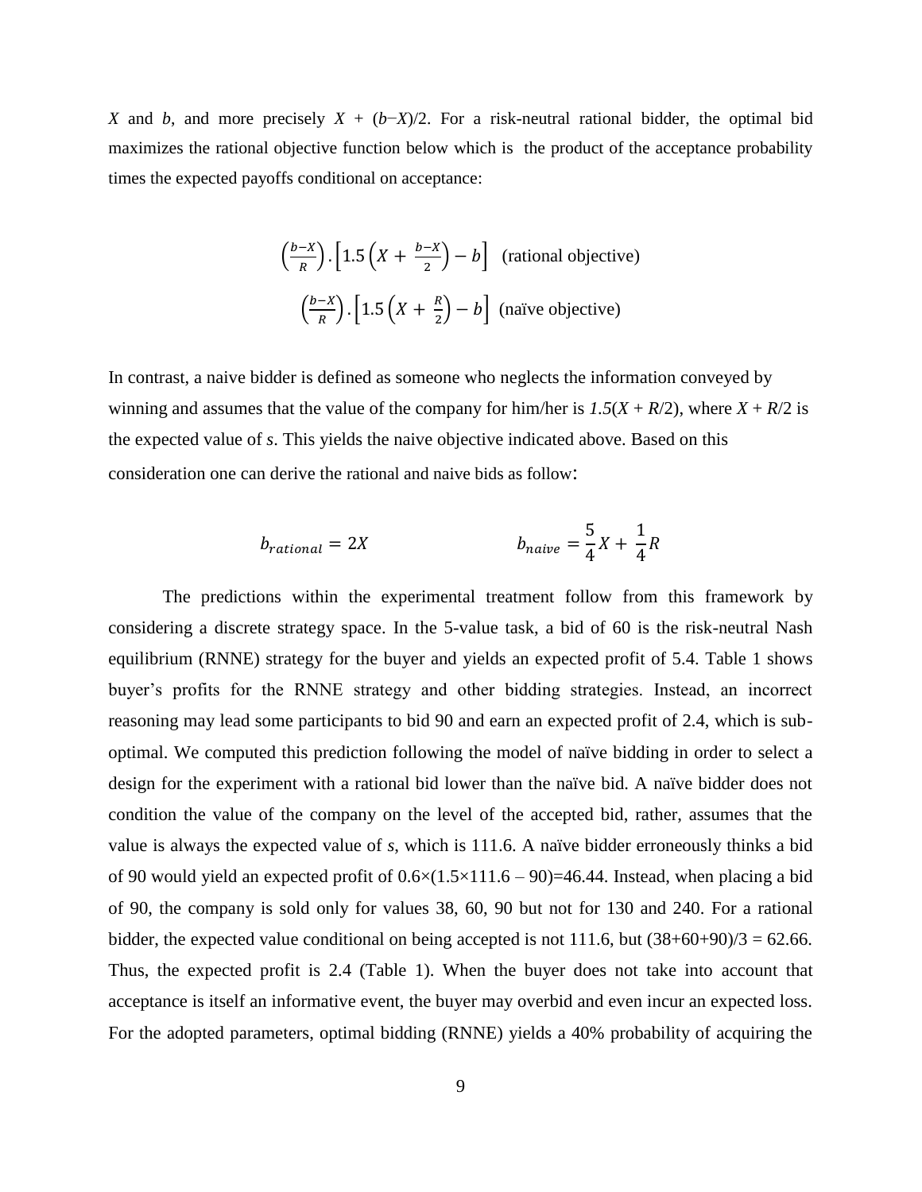$X$ and $b$, and more precisely $X + (b-X)/2$. For a risk-neutral rational bidder, the optimal bid maximizes the rational objective function below which is the product of the acceptance probability times the expected payoffs conditional on acceptance:

$$\left(\frac{b-X}{R}\right).\left[1.5\left(X+\frac{b-X}{2}\right)-b\right] \quad \text{(rational objective)}$$

$$\left(\frac{b-X}{R}\right).\left[1.5\left(X+\frac{R}{2}\right)-b\right] \quad \text{(naïve objective)}$$

In contrast, a naive bidder is defined as someone who neglects the information conveyed by winning and assumes that the value of the company for him/her is $1.5(X + R/2)$, where $X + R/2$ is the expected value of $s$. This yields the naive objective indicated above. Based on this consideration one can derive the rational and naive bids as follow:

$$b_{rational} = 2X \qquad\qquad b_{naive} = \frac{5}{4}X + \frac{1}{4}R$$

The predictions within the experimental treatment follow from this framework by considering a discrete strategy space. In the 5-value task, a bid of 60 is the risk-neutral Nash equilibrium (RNNE) strategy for the buyer and yields an expected profit of 5.4. Table 1 shows buyer's profits for the RNNE strategy and other bidding strategies. Instead, an incorrect reasoning may lead some participants to bid 90 and earn an expected profit of 2.4, which is sub-optimal. We computed this prediction following the model of naïve bidding in order to select a design for the experiment with a rational bid lower than the naïve bid. A naïve bidder does not condition the value of the company on the level of the accepted bid, rather, assumes that the value is always the expected value of $s$, which is 111.6. A naïve bidder erroneously thinks a bid of 90 would yield an expected profit of $0.6\times(1.5\times111.6 - 90)=46.44$. Instead, when placing a bid of 90, the company is sold only for values 38, 60, 90 but not for 130 and 240. For a rational bidder, the expected value conditional on being accepted is not 111.6, but $(38+60+90)/3 = 62.66$. Thus, the expected profit is 2.4 (Table 1). When the buyer does not take into account that acceptance is itself an informative event, the buyer may overbid and even incur an expected loss. For the adopted parameters, optimal bidding (RNNE) yields a 40% probability of acquiring the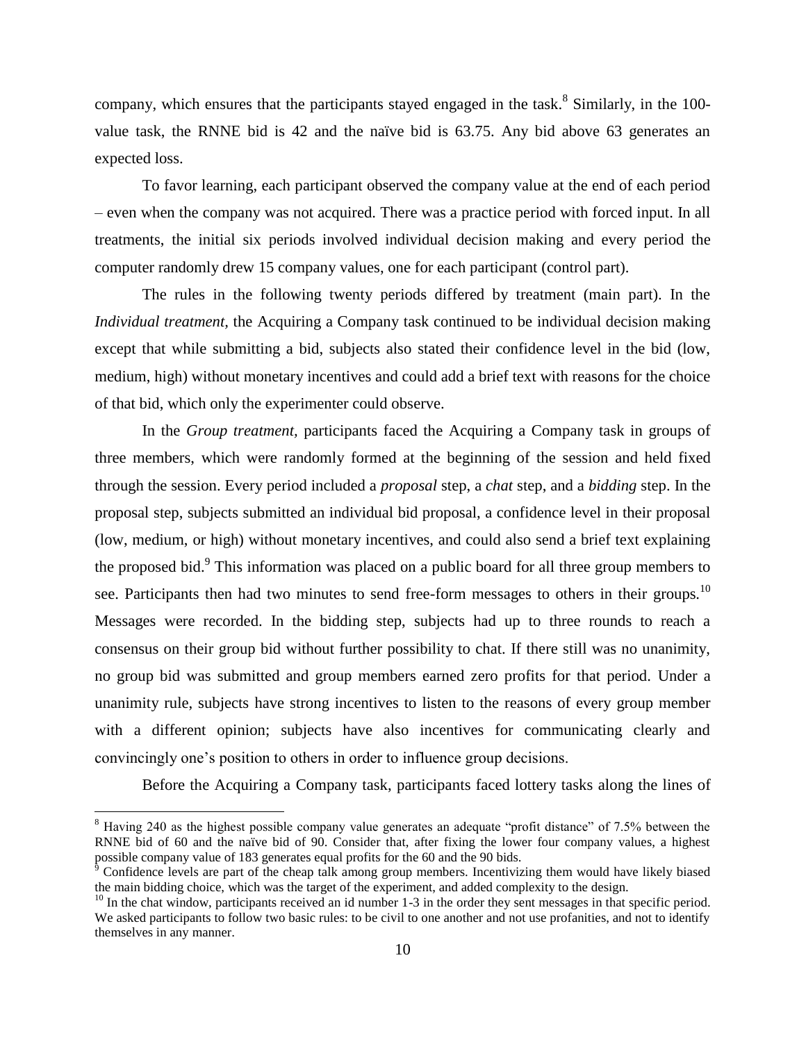company, which ensures that the participants stayed engaged in the task.[8] Similarly, in the 100-value task, the RNNE bid is 42 and the naïve bid is 63.75. Any bid above 63 generates an expected loss.

To favor learning, each participant observed the company value at the end of each period – even when the company was not acquired. There was a practice period with forced input. In all treatments, the initial six periods involved individual decision making and every period the computer randomly drew 15 company values, one for each participant (control part).

The rules in the following twenty periods differed by treatment (main part). In the *Individual treatment,* the Acquiring a Company task continued to be individual decision making except that while submitting a bid, subjects also stated their confidence level in the bid (low, medium, high) without monetary incentives and could add a brief text with reasons for the choice of that bid, which only the experimenter could observe.

In the *Group treatment,* participants faced the Acquiring a Company task in groups of three members, which were randomly formed at the beginning of the session and held fixed through the session. Every period included a *proposal* step, a *chat* step, and a *bidding* step. In the proposal step, subjects submitted an individual bid proposal, a confidence level in their proposal (low, medium, or high) without monetary incentives, and could also send a brief text explaining the proposed bid.[9] This information was placed on a public board for all three group members to see. Participants then had two minutes to send free-form messages to others in their groups.[10] Messages were recorded. In the bidding step, subjects had up to three rounds to reach a consensus on their group bid without further possibility to chat. If there still was no unanimity, no group bid was submitted and group members earned zero profits for that period. Under a unanimity rule, subjects have strong incentives to listen to the reasons of every group member with a different opinion; subjects have also incentives for communicating clearly and convincingly one's position to others in order to influence group decisions.

Before the Acquiring a Company task, participants faced lottery tasks along the lines of

---

[8] Having 240 as the highest possible company value generates an adequate "profit distance" of 7.5% between the RNNE bid of 60 and the naïve bid of 90. Consider that, after fixing the lower four company values, a highest possible company value of 183 generates equal profits for the 60 and the 90 bids.

[9] Confidence levels are part of the cheap talk among group members. Incentivizing them would have likely biased the main bidding choice, which was the target of the experiment, and added complexity to the design.

[10] In the chat window, participants received an id number 1-3 in the order they sent messages in that specific period. We asked participants to follow two basic rules: to be civil to one another and not use profanities, and not to identify themselves in any manner.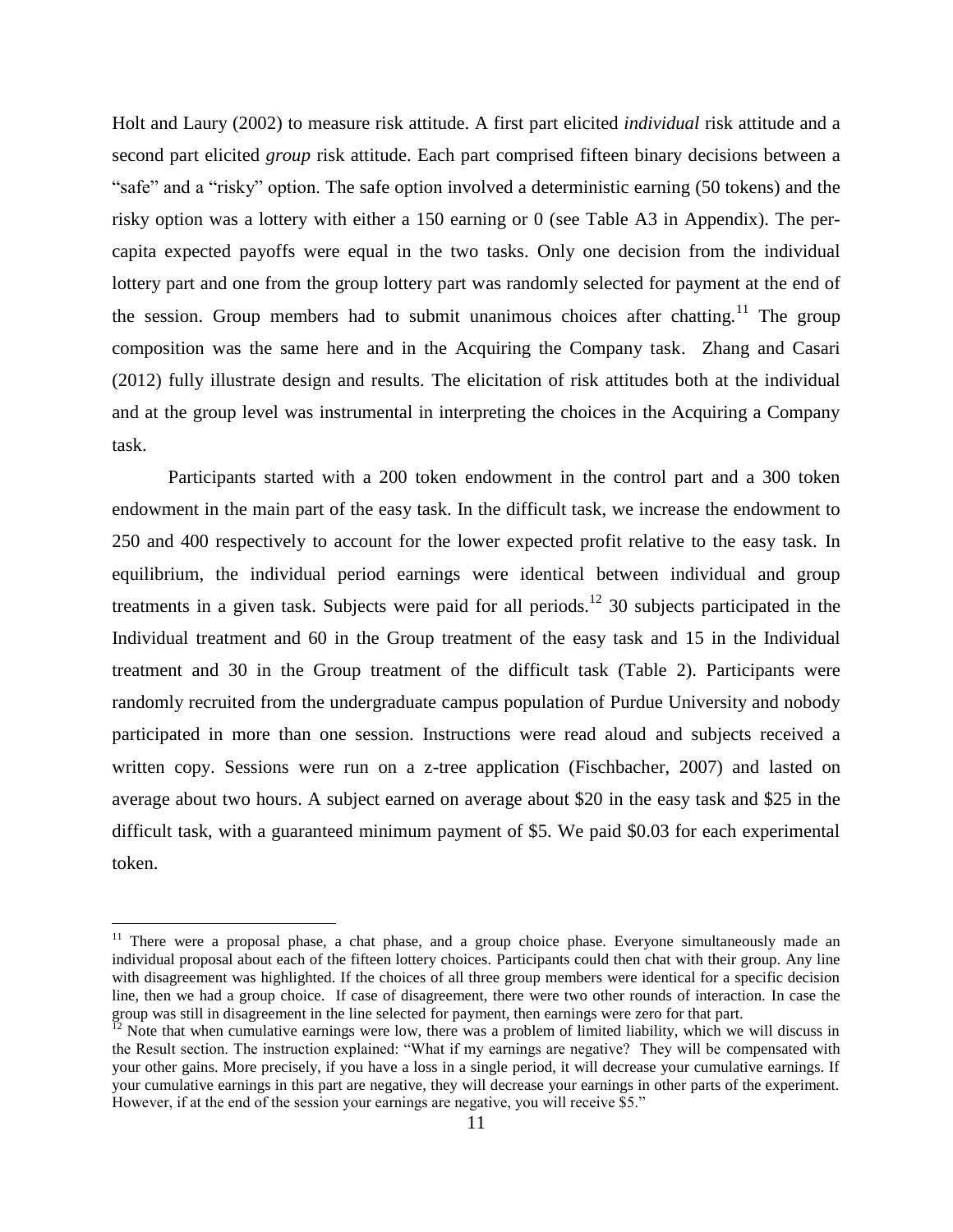Holt and Laury (2002) to measure risk attitude. A first part elicited *individual* risk attitude and a second part elicited *group* risk attitude. Each part comprised fifteen binary decisions between a "safe" and a "risky" option. The safe option involved a deterministic earning (50 tokens) and the risky option was a lottery with either a 150 earning or 0 (see Table A3 in Appendix). The per-capita expected payoffs were equal in the two tasks. Only one decision from the individual lottery part and one from the group lottery part was randomly selected for payment at the end of the session. Group members had to submit unanimous choices after chatting.[11] The group composition was the same here and in the Acquiring the Company task. Zhang and Casari (2012) fully illustrate design and results. The elicitation of risk attitudes both at the individual and at the group level was instrumental in interpreting the choices in the Acquiring a Company task.

Participants started with a 200 token endowment in the control part and a 300 token endowment in the main part of the easy task. In the difficult task, we increase the endowment to 250 and 400 respectively to account for the lower expected profit relative to the easy task. In equilibrium, the individual period earnings were identical between individual and group treatments in a given task. Subjects were paid for all periods.[12] 30 subjects participated in the Individual treatment and 60 in the Group treatment of the easy task and 15 in the Individual treatment and 30 in the Group treatment of the difficult task (Table 2). Participants were randomly recruited from the undergraduate campus population of Purdue University and nobody participated in more than one session. Instructions were read aloud and subjects received a written copy. Sessions were run on a z-tree application (Fischbacher, 2007) and lasted on average about two hours. A subject earned on average about \$20 in the easy task and \$25 in the difficult task, with a guaranteed minimum payment of \$5. We paid \$0.03 for each experimental token.

[11] There were a proposal phase, a chat phase, and a group choice phase. Everyone simultaneously made an individual proposal about each of the fifteen lottery choices. Participants could then chat with their group. Any line with disagreement was highlighted. If the choices of all three group members were identical for a specific decision line, then we had a group choice. If case of disagreement, there were two other rounds of interaction. In case the group was still in disagreement in the line selected for payment, then earnings were zero for that part.

[12] Note that when cumulative earnings were low, there was a problem of limited liability, which we will discuss in the Result section. The instruction explained: "What if my earnings are negative? They will be compensated with your other gains. More precisely, if you have a loss in a single period, it will decrease your cumulative earnings. If your cumulative earnings in this part are negative, they will decrease your earnings in other parts of the experiment. However, if at the end of the session your earnings are negative, you will receive \$5."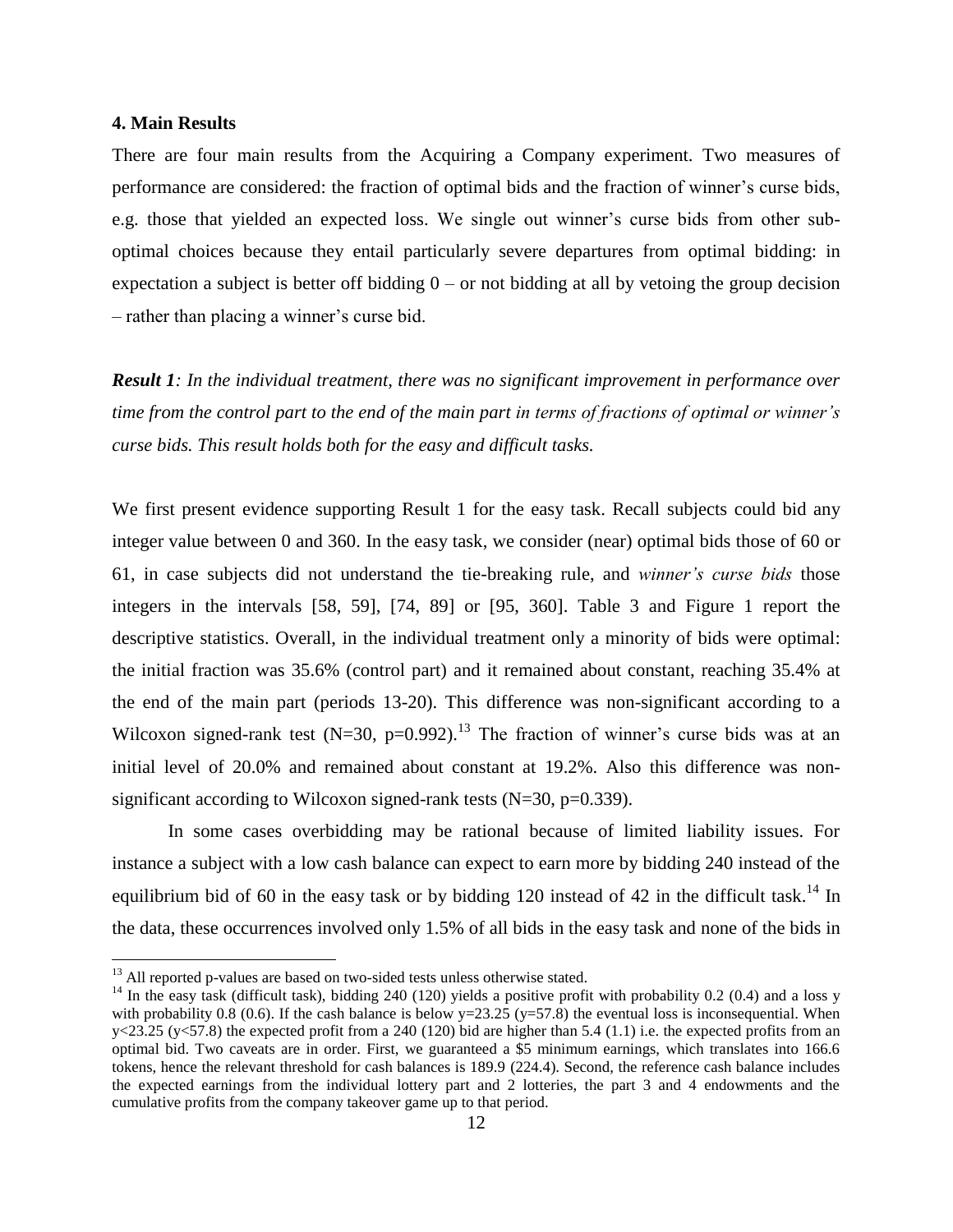## 4. Main Results

There are four main results from the Acquiring a Company experiment. Two measures of performance are considered: the fraction of optimal bids and the fraction of winner's curse bids, e.g. those that yielded an expected loss. We single out winner's curse bids from other sub-optimal choices because they entail particularly severe departures from optimal bidding: in expectation a subject is better off bidding 0 – or not bidding at all by vetoing the group decision – rather than placing a winner's curse bid.

***Result 1****: In the individual treatment, there was no significant improvement in performance over time from the control part to the end of the main part in terms of fractions of optimal or winner's curse bids. This result holds both for the easy and difficult tasks.*

We first present evidence supporting Result 1 for the easy task. Recall subjects could bid any integer value between 0 and 360. In the easy task, we consider (near) optimal bids those of 60 or 61, in case subjects did not understand the tie-breaking rule, and *winner's curse bids* those integers in the intervals [58, 59], [74, 89] or [95, 360]. Table 3 and Figure 1 report the descriptive statistics. Overall, in the individual treatment only a minority of bids were optimal: the initial fraction was 35.6% (control part) and it remained about constant, reaching 35.4% at the end of the main part (periods 13-20). This difference was non-significant according to a Wilcoxon signed-rank test (N=30, p=0.992).[13] The fraction of winner's curse bids was at an initial level of 20.0% and remained about constant at 19.2%. Also this difference was non-significant according to Wilcoxon signed-rank tests (N=30, p=0.339).

In some cases overbidding may be rational because of limited liability issues. For instance a subject with a low cash balance can expect to earn more by bidding 240 instead of the equilibrium bid of 60 in the easy task or by bidding 120 instead of 42 in the difficult task.[14] In the data, these occurrences involved only 1.5% of all bids in the easy task and none of the bids in

[13] All reported p-values are based on two-sided tests unless otherwise stated.

[14] In the easy task (difficult task), bidding 240 (120) yields a positive profit with probability 0.2 (0.4) and a loss y with probability 0.8 (0.6). If the cash balance is below y=23.25 (y=57.8) the eventual loss is inconsequential. When y<23.25 (y<57.8) the expected profit from a 240 (120) bid are higher than 5.4 (1.1) i.e. the expected profits from an optimal bid. Two caveats are in order. First, we guaranteed a $5 minimum earnings, which translates into 166.6 tokens, hence the relevant threshold for cash balances is 189.9 (224.4). Second, the reference cash balance includes the expected earnings from the individual lottery part and 2 lotteries, the part 3 and 4 endowments and the cumulative profits from the company takeover game up to that period.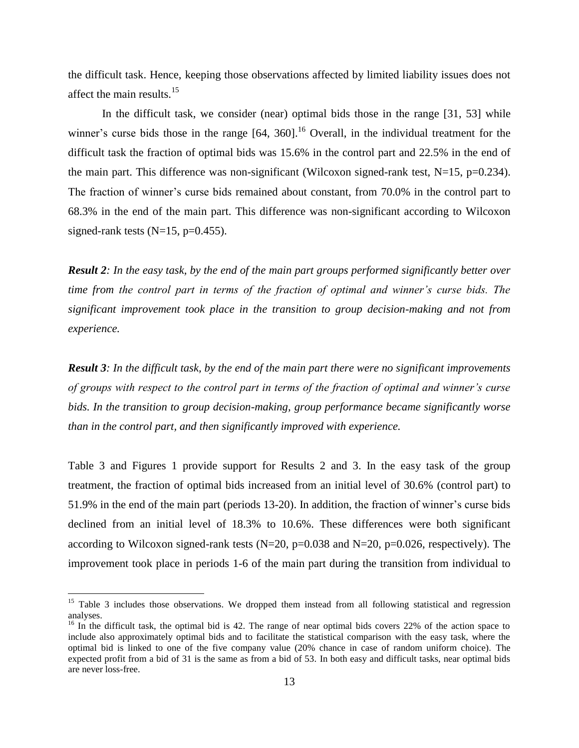the difficult task. Hence, keeping those observations affected by limited liability issues does not affect the main results.[15]

In the difficult task, we consider (near) optimal bids those in the range [31, 53] while winner's curse bids those in the range [64, 360].[16] Overall, in the individual treatment for the difficult task the fraction of optimal bids was 15.6% in the control part and 22.5% in the end of the main part. This difference was non-significant (Wilcoxon signed-rank test, N=15, p=0.234). The fraction of winner's curse bids remained about constant, from 70.0% in the control part to 68.3% in the end of the main part. This difference was non-significant according to Wilcoxon signed-rank tests (N=15, p=0.455).

***Result 2****: In the easy task, by the end of the main part groups performed significantly better over time from the control part in terms of the fraction of optimal and winner's curse bids. The significant improvement took place in the transition to group decision-making and not from experience.*

***Result 3****: In the difficult task, by the end of the main part there were no significant improvements of groups with respect to the control part in terms of the fraction of optimal and winner's curse bids. In the transition to group decision-making, group performance became significantly worse than in the control part, and then significantly improved with experience.*

Table 3 and Figures 1 provide support for Results 2 and 3. In the easy task of the group treatment, the fraction of optimal bids increased from an initial level of 30.6% (control part) to 51.9% in the end of the main part (periods 13-20). In addition, the fraction of winner's curse bids declined from an initial level of 18.3% to 10.6%. These differences were both significant according to Wilcoxon signed-rank tests (N=20, p=0.038 and N=20, p=0.026, respectively). The improvement took place in periods 1-6 of the main part during the transition from individual to

[15] Table 3 includes those observations. We dropped them instead from all following statistical and regression analyses.

[16] In the difficult task, the optimal bid is 42. The range of near optimal bids covers 22% of the action space to include also approximately optimal bids and to facilitate the statistical comparison with the easy task, where the optimal bid is linked to one of the five company value (20% chance in case of random uniform choice). The expected profit from a bid of 31 is the same as from a bid of 53. In both easy and difficult tasks, near optimal bids are never loss-free.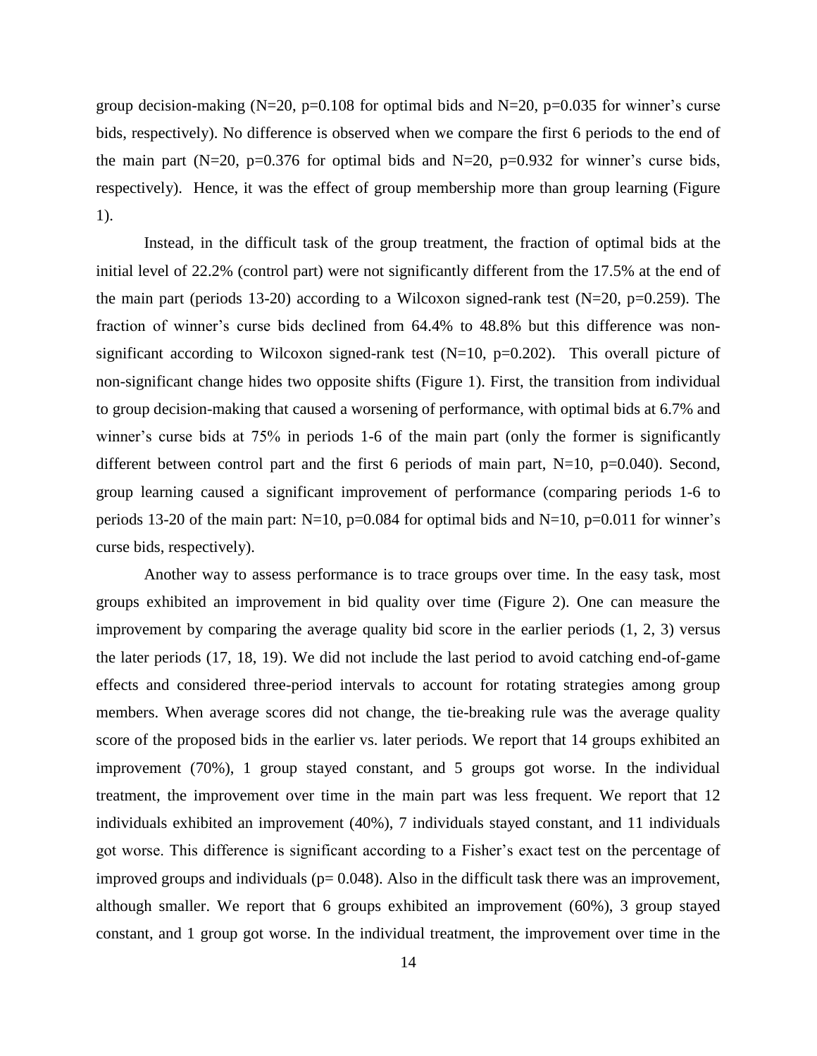group decision-making (N=20, p=0.108 for optimal bids and N=20, p=0.035 for winner's curse bids, respectively). No difference is observed when we compare the first 6 periods to the end of the main part (N=20, p=0.376 for optimal bids and N=20, p=0.932 for winner's curse bids, respectively). Hence, it was the effect of group membership more than group learning (Figure 1).

Instead, in the difficult task of the group treatment, the fraction of optimal bids at the initial level of 22.2% (control part) were not significantly different from the 17.5% at the end of the main part (periods 13-20) according to a Wilcoxon signed-rank test (N=20, p=0.259). The fraction of winner's curse bids declined from 64.4% to 48.8% but this difference was non-significant according to Wilcoxon signed-rank test (N=10, p=0.202). This overall picture of non-significant change hides two opposite shifts (Figure 1). First, the transition from individual to group decision-making that caused a worsening of performance, with optimal bids at 6.7% and winner's curse bids at 75% in periods 1-6 of the main part (only the former is significantly different between control part and the first 6 periods of main part, N=10, p=0.040). Second, group learning caused a significant improvement of performance (comparing periods 1-6 to periods 13-20 of the main part: N=10, p=0.084 for optimal bids and N=10, p=0.011 for winner's curse bids, respectively).

Another way to assess performance is to trace groups over time. In the easy task, most groups exhibited an improvement in bid quality over time (Figure 2). One can measure the improvement by comparing the average quality bid score in the earlier periods (1, 2, 3) versus the later periods (17, 18, 19). We did not include the last period to avoid catching end-of-game effects and considered three-period intervals to account for rotating strategies among group members. When average scores did not change, the tie-breaking rule was the average quality score of the proposed bids in the earlier vs. later periods. We report that 14 groups exhibited an improvement (70%), 1 group stayed constant, and 5 groups got worse. In the individual treatment, the improvement over time in the main part was less frequent. We report that 12 individuals exhibited an improvement (40%), 7 individuals stayed constant, and 11 individuals got worse. This difference is significant according to a Fisher's exact test on the percentage of improved groups and individuals (p= 0.048). Also in the difficult task there was an improvement, although smaller. We report that 6 groups exhibited an improvement (60%), 3 group stayed constant, and 1 group got worse. In the individual treatment, the improvement over time in the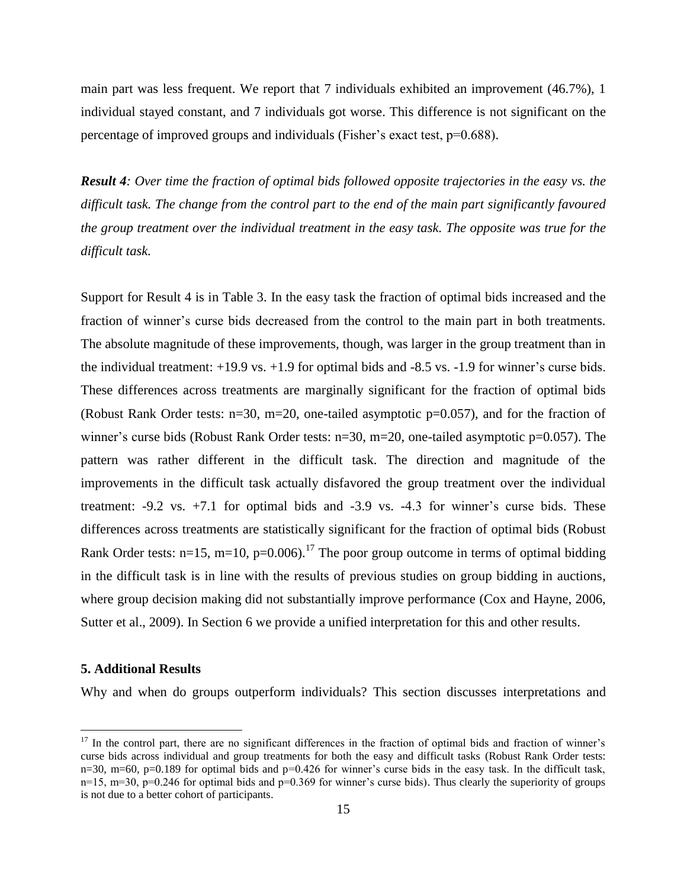main part was less frequent. We report that 7 individuals exhibited an improvement (46.7%), 1 individual stayed constant, and 7 individuals got worse. This difference is not significant on the percentage of improved groups and individuals (Fisher's exact test, p=0.688).

***Result 4****: Over time the fraction of optimal bids followed opposite trajectories in the easy vs. the difficult task. The change from the control part to the end of the main part significantly favoured the group treatment over the individual treatment in the easy task. The opposite was true for the difficult task.*

Support for Result 4 is in Table 3. In the easy task the fraction of optimal bids increased and the fraction of winner's curse bids decreased from the control to the main part in both treatments. The absolute magnitude of these improvements, though, was larger in the group treatment than in the individual treatment: +19.9 vs. +1.9 for optimal bids and -8.5 vs. -1.9 for winner's curse bids. These differences across treatments are marginally significant for the fraction of optimal bids (Robust Rank Order tests: n=30, m=20, one-tailed asymptotic p=0.057), and for the fraction of winner's curse bids (Robust Rank Order tests: n=30, m=20, one-tailed asymptotic p=0.057). The pattern was rather different in the difficult task. The direction and magnitude of the improvements in the difficult task actually disfavored the group treatment over the individual treatment: -9.2 vs. +7.1 for optimal bids and -3.9 vs. -4.3 for winner's curse bids. These differences across treatments are statistically significant for the fraction of optimal bids (Robust Rank Order tests: n=15, m=10, p=0.006).[17] The poor group outcome in terms of optimal bidding in the difficult task is in line with the results of previous studies on group bidding in auctions, where group decision making did not substantially improve performance (Cox and Hayne, 2006, Sutter et al., 2009). In Section 6 we provide a unified interpretation for this and other results.

## 5. Additional Results

Why and when do groups outperform individuals? This section discusses interpretations and

[17] In the control part, there are no significant differences in the fraction of optimal bids and fraction of winner's curse bids across individual and group treatments for both the easy and difficult tasks (Robust Rank Order tests: n=30, m=60, p=0.189 for optimal bids and p=0.426 for winner's curse bids in the easy task. In the difficult task, n=15, m=30, p=0.246 for optimal bids and p=0.369 for winner's curse bids). Thus clearly the superiority of groups is not due to a better cohort of participants.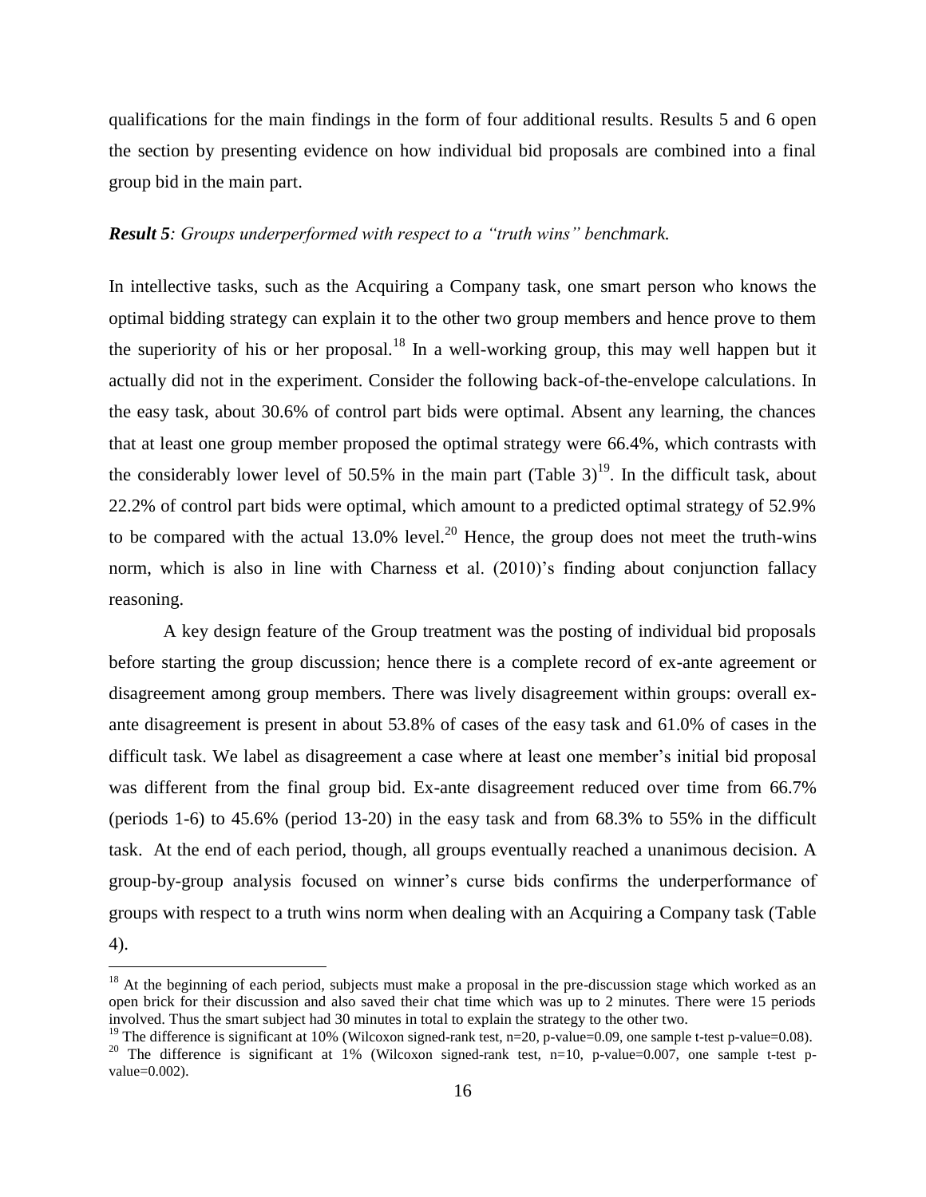qualifications for the main findings in the form of four additional results. Results 5 and 6 open the section by presenting evidence on how individual bid proposals are combined into a final group bid in the main part.

***Result 5****: Groups underperformed with respect to a "truth wins" benchmark.*

In intellective tasks, such as the Acquiring a Company task, one smart person who knows the optimal bidding strategy can explain it to the other two group members and hence prove to them the superiority of his or her proposal.[18] In a well-working group, this may well happen but it actually did not in the experiment. Consider the following back-of-the-envelope calculations. In the easy task, about 30.6% of control part bids were optimal. Absent any learning, the chances that at least one group member proposed the optimal strategy were 66.4%, which contrasts with the considerably lower level of 50.5% in the main part (Table 3)[19]. In the difficult task, about 22.2% of control part bids were optimal, which amount to a predicted optimal strategy of 52.9% to be compared with the actual 13.0% level.[20] Hence, the group does not meet the truth-wins norm, which is also in line with Charness et al. (2010)'s finding about conjunction fallacy reasoning.

A key design feature of the Group treatment was the posting of individual bid proposals before starting the group discussion; hence there is a complete record of ex-ante agreement or disagreement among group members. There was lively disagreement within groups: overall ex-ante disagreement is present in about 53.8% of cases of the easy task and 61.0% of cases in the difficult task. We label as disagreement a case where at least one member's initial bid proposal was different from the final group bid. Ex-ante disagreement reduced over time from 66.7% (periods 1-6) to 45.6% (period 13-20) in the easy task and from 68.3% to 55% in the difficult task. At the end of each period, though, all groups eventually reached a unanimous decision. A group-by-group analysis focused on winner's curse bids confirms the underperformance of groups with respect to a truth wins norm when dealing with an Acquiring a Company task (Table 4).

[18] At the beginning of each period, subjects must make a proposal in the pre-discussion stage which worked as an open brick for their discussion and also saved their chat time which was up to 2 minutes. There were 15 periods involved. Thus the smart subject had 30 minutes in total to explain the strategy to the other two.

[19] The difference is significant at 10% (Wilcoxon signed-rank test, n=20, p-value=0.09, one sample t-test p-value=0.08).

[20] The difference is significant at 1% (Wilcoxon signed-rank test, n=10, p-value=0.007, one sample t-test p-value=0.002).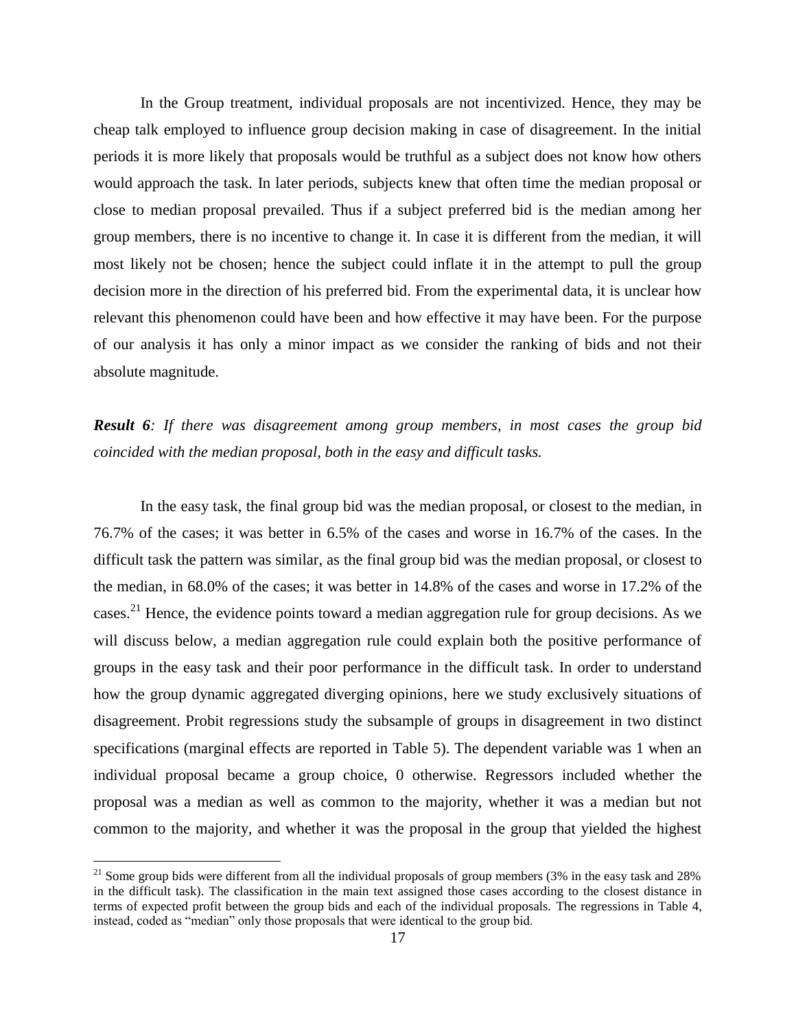In the Group treatment, individual proposals are not incentivized. Hence, they may be cheap talk employed to influence group decision making in case of disagreement. In the initial periods it is more likely that proposals would be truthful as a subject does not know how others would approach the task. In later periods, subjects knew that often time the median proposal or close to median proposal prevailed. Thus if a subject preferred bid is the median among her group members, there is no incentive to change it. In case it is different from the median, it will most likely not be chosen; hence the subject could inflate it in the attempt to pull the group decision more in the direction of his preferred bid. From the experimental data, it is unclear how relevant this phenomenon could have been and how effective it may have been. For the purpose of our analysis it has only a minor impact as we consider the ranking of bids and not their absolute magnitude.

***Result 6**: If there was disagreement among group members, in most cases the group bid coincided with the median proposal, both in the easy and difficult tasks.*

In the easy task, the final group bid was the median proposal, or closest to the median, in 76.7% of the cases; it was better in 6.5% of the cases and worse in 16.7% of the cases. In the difficult task the pattern was similar, as the final group bid was the median proposal, or closest to the median, in 68.0% of the cases; it was better in 14.8% of the cases and worse in 17.2% of the cases.[21] Hence, the evidence points toward a median aggregation rule for group decisions. As we will discuss below, a median aggregation rule could explain both the positive performance of groups in the easy task and their poor performance in the difficult task. In order to understand how the group dynamic aggregated diverging opinions, here we study exclusively situations of disagreement. Probit regressions study the subsample of groups in disagreement in two distinct specifications (marginal effects are reported in Table 5). The dependent variable was 1 when an individual proposal became a group choice, 0 otherwise. Regressors included whether the proposal was a median as well as common to the majority, whether it was a median but not common to the majority, and whether it was the proposal in the group that yielded the highest

[21] Some group bids were different from all the individual proposals of group members (3% in the easy task and 28% in the difficult task). The classification in the main text assigned those cases according to the closest distance in terms of expected profit between the group bids and each of the individual proposals. The regressions in Table 4, instead, coded as "median" only those proposals that were identical to the group bid.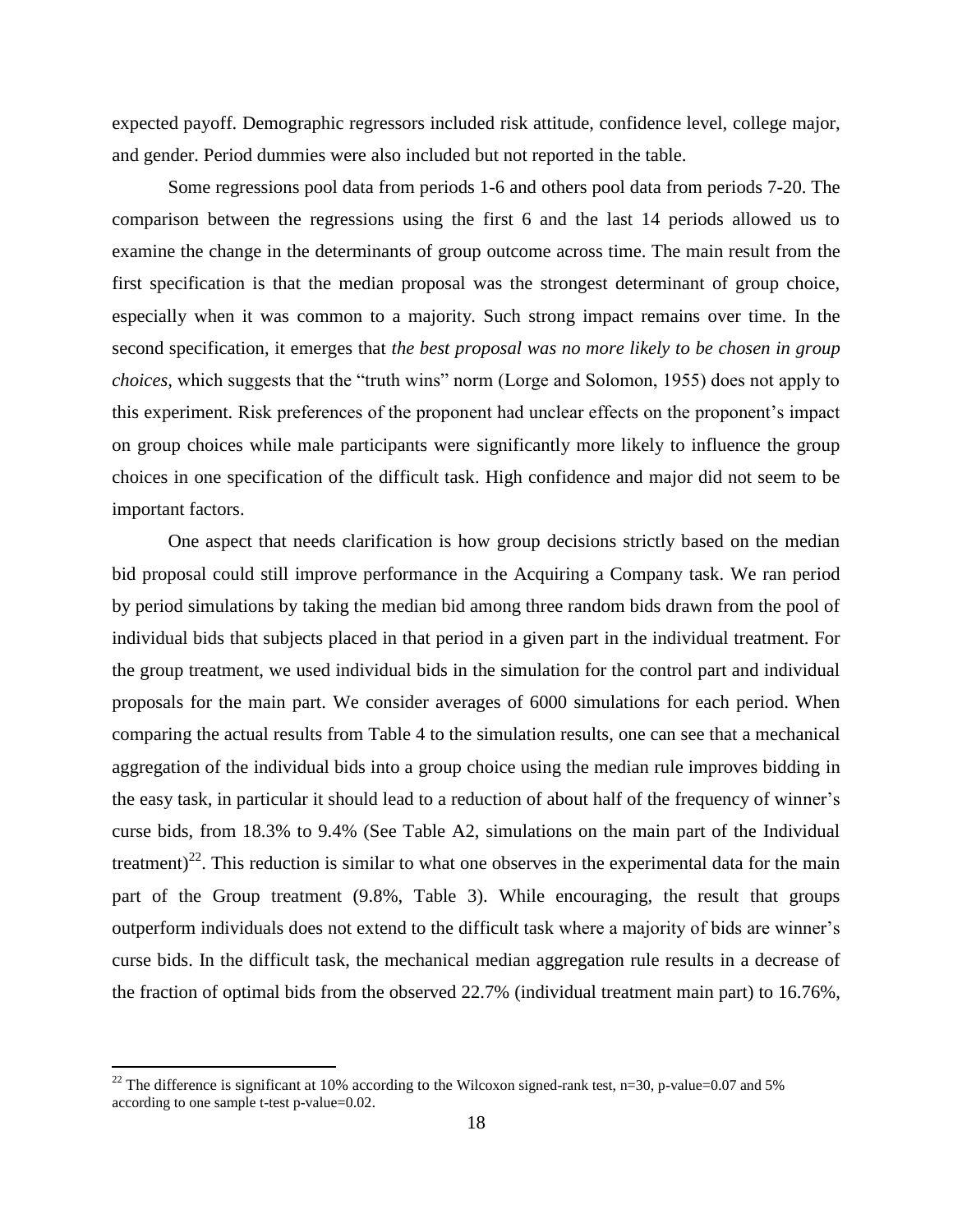expected payoff. Demographic regressors included risk attitude, confidence level, college major, and gender. Period dummies were also included but not reported in the table.

Some regressions pool data from periods 1-6 and others pool data from periods 7-20. The comparison between the regressions using the first 6 and the last 14 periods allowed us to examine the change in the determinants of group outcome across time. The main result from the first specification is that the median proposal was the strongest determinant of group choice, especially when it was common to a majority. Such strong impact remains over time. In the second specification, it emerges that *the best proposal was no more likely to be chosen in group choices,* which suggests that the "truth wins" norm (Lorge and Solomon, 1955) does not apply to this experiment. Risk preferences of the proponent had unclear effects on the proponent's impact on group choices while male participants were significantly more likely to influence the group choices in one specification of the difficult task. High confidence and major did not seem to be important factors.

One aspect that needs clarification is how group decisions strictly based on the median bid proposal could still improve performance in the Acquiring a Company task. We ran period by period simulations by taking the median bid among three random bids drawn from the pool of individual bids that subjects placed in that period in a given part in the individual treatment. For the group treatment, we used individual bids in the simulation for the control part and individual proposals for the main part. We consider averages of 6000 simulations for each period. When comparing the actual results from Table 4 to the simulation results, one can see that a mechanical aggregation of the individual bids into a group choice using the median rule improves bidding in the easy task, in particular it should lead to a reduction of about half of the frequency of winner's curse bids, from 18.3% to 9.4% (See Table A2, simulations on the main part of the Individual treatment)[22]. This reduction is similar to what one observes in the experimental data for the main part of the Group treatment (9.8%, Table 3). While encouraging, the result that groups outperform individuals does not extend to the difficult task where a majority of bids are winner's curse bids. In the difficult task, the mechanical median aggregation rule results in a decrease of the fraction of optimal bids from the observed 22.7% (individual treatment main part) to 16.76%,

[22] The difference is significant at 10% according to the Wilcoxon signed-rank test, n=30, p-value=0.07 and 5% according to one sample t-test p-value=0.02.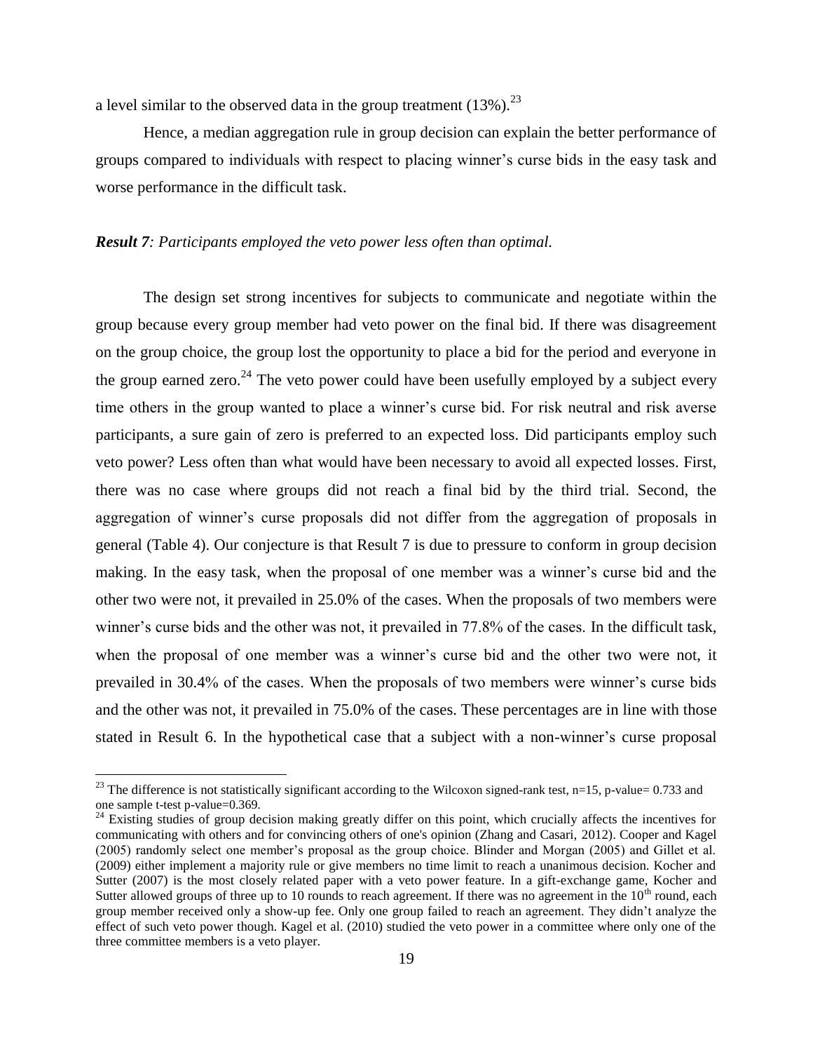a level similar to the observed data in the group treatment (13%).[23]

Hence, a median aggregation rule in group decision can explain the better performance of groups compared to individuals with respect to placing winner's curse bids in the easy task and worse performance in the difficult task.

***Result 7**: Participants employed the veto power less often than optimal.*

The design set strong incentives for subjects to communicate and negotiate within the group because every group member had veto power on the final bid. If there was disagreement on the group choice, the group lost the opportunity to place a bid for the period and everyone in the group earned zero.[24] The veto power could have been usefully employed by a subject every time others in the group wanted to place a winner's curse bid. For risk neutral and risk averse participants, a sure gain of zero is preferred to an expected loss. Did participants employ such veto power? Less often than what would have been necessary to avoid all expected losses. First, there was no case where groups did not reach a final bid by the third trial. Second, the aggregation of winner's curse proposals did not differ from the aggregation of proposals in general (Table 4). Our conjecture is that Result 7 is due to pressure to conform in group decision making. In the easy task, when the proposal of one member was a winner's curse bid and the other two were not, it prevailed in 25.0% of the cases. When the proposals of two members were winner's curse bids and the other was not, it prevailed in 77.8% of the cases. In the difficult task, when the proposal of one member was a winner's curse bid and the other two were not, it prevailed in 30.4% of the cases. When the proposals of two members were winner's curse bids and the other was not, it prevailed in 75.0% of the cases. These percentages are in line with those stated in Result 6. In the hypothetical case that a subject with a non-winner's curse proposal

[23] The difference is not statistically significant according to the Wilcoxon signed-rank test, n=15, p-value= 0.733 and one sample t-test p-value=0.369.

[24] Existing studies of group decision making greatly differ on this point, which crucially affects the incentives for communicating with others and for convincing others of one's opinion (Zhang and Casari, 2012). Cooper and Kagel (2005) randomly select one member's proposal as the group choice. Blinder and Morgan (2005) and Gillet et al. (2009) either implement a majority rule or give members no time limit to reach a unanimous decision. Kocher and Sutter (2007) is the most closely related paper with a veto power feature. In a gift-exchange game, Kocher and Sutter allowed groups of three up to 10 rounds to reach agreement. If there was no agreement in the 10th round, each group member received only a show-up fee. Only one group failed to reach an agreement. They didn't analyze the effect of such veto power though. Kagel et al. (2010) studied the veto power in a committee where only one of the three committee members is a veto player.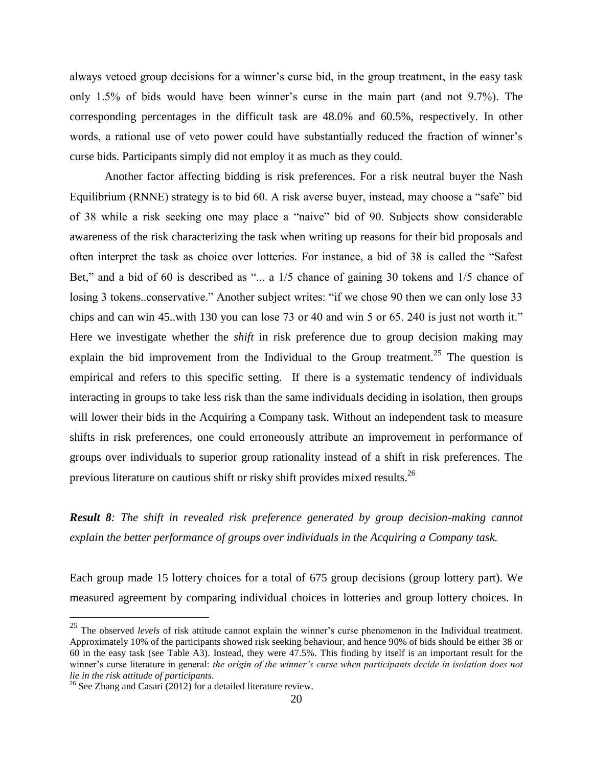always vetoed group decisions for a winner's curse bid, in the group treatment, in the easy task only 1.5% of bids would have been winner's curse in the main part (and not 9.7%). The corresponding percentages in the difficult task are 48.0% and 60.5%, respectively. In other words, a rational use of veto power could have substantially reduced the fraction of winner's curse bids. Participants simply did not employ it as much as they could.

Another factor affecting bidding is risk preferences. For a risk neutral buyer the Nash Equilibrium (RNNE) strategy is to bid 60. A risk averse buyer, instead, may choose a "safe" bid of 38 while a risk seeking one may place a "naive" bid of 90. Subjects show considerable awareness of the risk characterizing the task when writing up reasons for their bid proposals and often interpret the task as choice over lotteries. For instance, a bid of 38 is called the "Safest Bet," and a bid of 60 is described as "... a 1/5 chance of gaining 30 tokens and 1/5 chance of losing 3 tokens..conservative." Another subject writes: "if we chose 90 then we can only lose 33 chips and can win 45..with 130 you can lose 73 or 40 and win 5 or 65. 240 is just not worth it." Here we investigate whether the *shift* in risk preference due to group decision making may explain the bid improvement from the Individual to the Group treatment.[25] The question is empirical and refers to this specific setting. If there is a systematic tendency of individuals interacting in groups to take less risk than the same individuals deciding in isolation, then groups will lower their bids in the Acquiring a Company task. Without an independent task to measure shifts in risk preferences, one could erroneously attribute an improvement in performance of groups over individuals to superior group rationality instead of a shift in risk preferences. The previous literature on cautious shift or risky shift provides mixed results.[26]

***Result 8**: The shift in revealed risk preference generated by group decision-making cannot explain the better performance of groups over individuals in the Acquiring a Company task.*

Each group made 15 lottery choices for a total of 675 group decisions (group lottery part). We measured agreement by comparing individual choices in lotteries and group lottery choices. In

---

[25] The observed *levels* of risk attitude cannot explain the winner's curse phenomenon in the Individual treatment. Approximately 10% of the participants showed risk seeking behaviour, and hence 90% of bids should be either 38 or 60 in the easy task (see Table A3). Instead, they were 47.5%. This finding by itself is an important result for the winner's curse literature in general: *the origin of the winner's curse when participants decide in isolation does not lie in the risk attitude of participants*.

[26] See Zhang and Casari (2012) for a detailed literature review.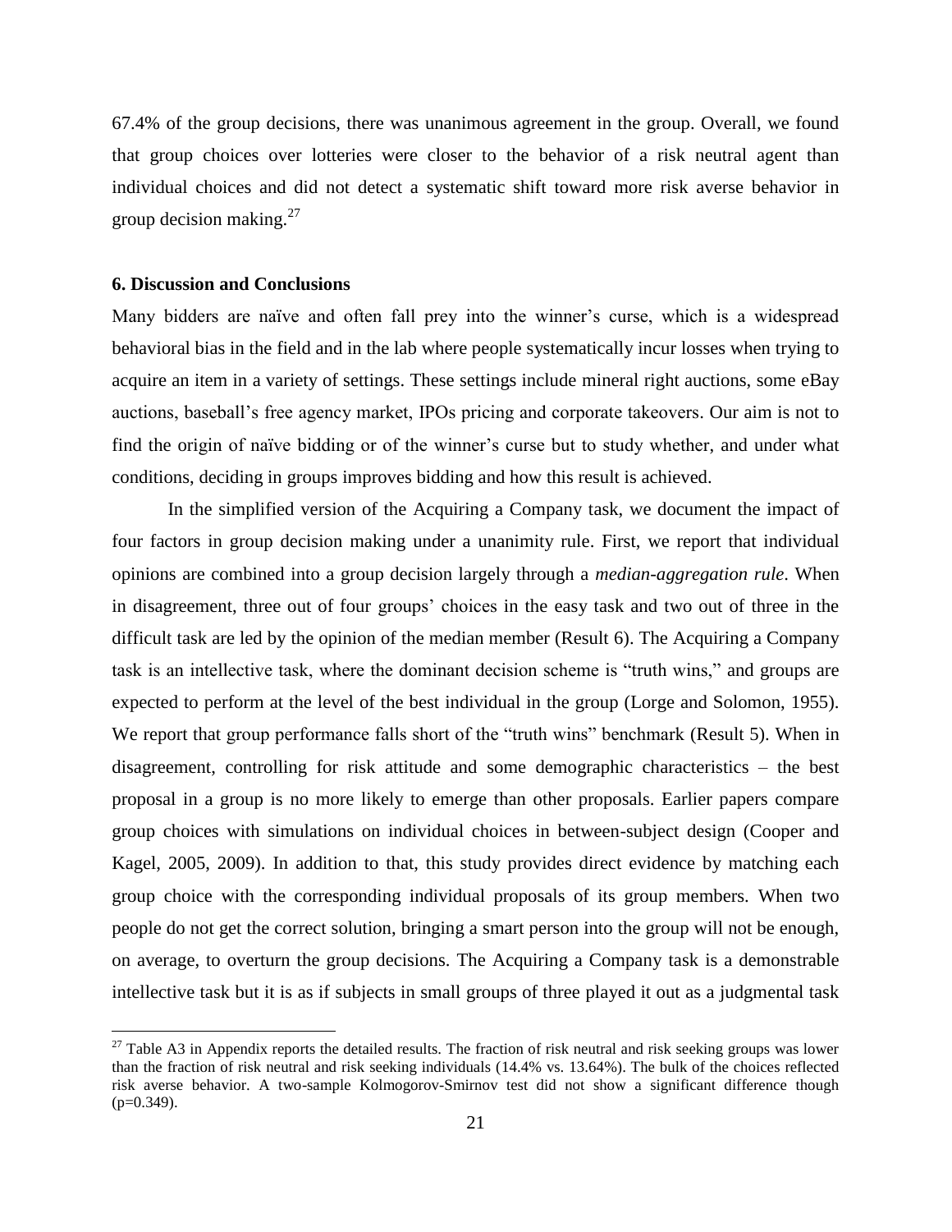67.4% of the group decisions, there was unanimous agreement in the group. Overall, we found that group choices over lotteries were closer to the behavior of a risk neutral agent than individual choices and did not detect a systematic shift toward more risk averse behavior in group decision making.[27]

## 6. Discussion and Conclusions

Many bidders are naïve and often fall prey into the winner's curse, which is a widespread behavioral bias in the field and in the lab where people systematically incur losses when trying to acquire an item in a variety of settings. These settings include mineral right auctions, some eBay auctions, baseball's free agency market, IPOs pricing and corporate takeovers. Our aim is not to find the origin of naïve bidding or of the winner's curse but to study whether, and under what conditions, deciding in groups improves bidding and how this result is achieved.

In the simplified version of the Acquiring a Company task, we document the impact of four factors in group decision making under a unanimity rule. First, we report that individual opinions are combined into a group decision largely through a *median-aggregation rule*. When in disagreement, three out of four groups' choices in the easy task and two out of three in the difficult task are led by the opinion of the median member (Result 6). The Acquiring a Company task is an intellective task, where the dominant decision scheme is "truth wins," and groups are expected to perform at the level of the best individual in the group (Lorge and Solomon, 1955). We report that group performance falls short of the "truth wins" benchmark (Result 5). When in disagreement, controlling for risk attitude and some demographic characteristics – the best proposal in a group is no more likely to emerge than other proposals. Earlier papers compare group choices with simulations on individual choices in between-subject design (Cooper and Kagel, 2005, 2009). In addition to that, this study provides direct evidence by matching each group choice with the corresponding individual proposals of its group members. When two people do not get the correct solution, bringing a smart person into the group will not be enough, on average, to overturn the group decisions. The Acquiring a Company task is a demonstrable intellective task but it is as if subjects in small groups of three played it out as a judgmental task

[27] Table A3 in Appendix reports the detailed results. The fraction of risk neutral and risk seeking groups was lower than the fraction of risk neutral and risk seeking individuals (14.4% vs. 13.64%). The bulk of the choices reflected risk averse behavior. A two-sample Kolmogorov-Smirnov test did not show a significant difference though ($p$=0.349).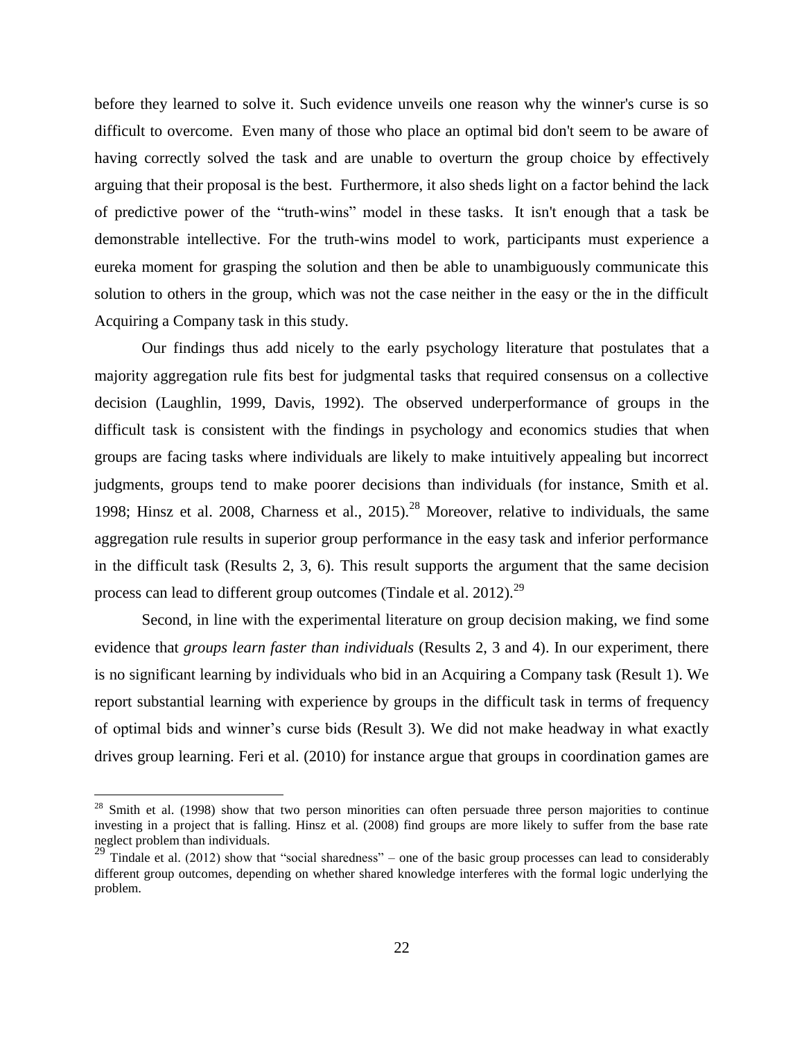before they learned to solve it. Such evidence unveils one reason why the winner's curse is so difficult to overcome. Even many of those who place an optimal bid don't seem to be aware of having correctly solved the task and are unable to overturn the group choice by effectively arguing that their proposal is the best. Furthermore, it also sheds light on a factor behind the lack of predictive power of the "truth-wins" model in these tasks. It isn't enough that a task be demonstrable intellective. For the truth-wins model to work, participants must experience a eureka moment for grasping the solution and then be able to unambiguously communicate this solution to others in the group, which was not the case neither in the easy or the in the difficult Acquiring a Company task in this study.

Our findings thus add nicely to the early psychology literature that postulates that a majority aggregation rule fits best for judgmental tasks that required consensus on a collective decision (Laughlin, 1999, Davis, 1992). The observed underperformance of groups in the difficult task is consistent with the findings in psychology and economics studies that when groups are facing tasks where individuals are likely to make intuitively appealing but incorrect judgments, groups tend to make poorer decisions than individuals (for instance, Smith et al. 1998; Hinsz et al. 2008, Charness et al., 2015).[28] Moreover, relative to individuals, the same aggregation rule results in superior group performance in the easy task and inferior performance in the difficult task (Results 2, 3, 6). This result supports the argument that the same decision process can lead to different group outcomes (Tindale et al. 2012).[29]

Second, in line with the experimental literature on group decision making, we find some evidence that *groups learn faster than individuals* (Results 2, 3 and 4). In our experiment, there is no significant learning by individuals who bid in an Acquiring a Company task (Result 1). We report substantial learning with experience by groups in the difficult task in terms of frequency of optimal bids and winner's curse bids (Result 3). We did not make headway in what exactly drives group learning. Feri et al. (2010) for instance argue that groups in coordination games are

---

[28] Smith et al. (1998) show that two person minorities can often persuade three person majorities to continue investing in a project that is falling. Hinsz et al. (2008) find groups are more likely to suffer from the base rate neglect problem than individuals.

[29] Tindale et al. (2012) show that "social sharedness" – one of the basic group processes can lead to considerably different group outcomes, depending on whether shared knowledge interferes with the formal logic underlying the problem.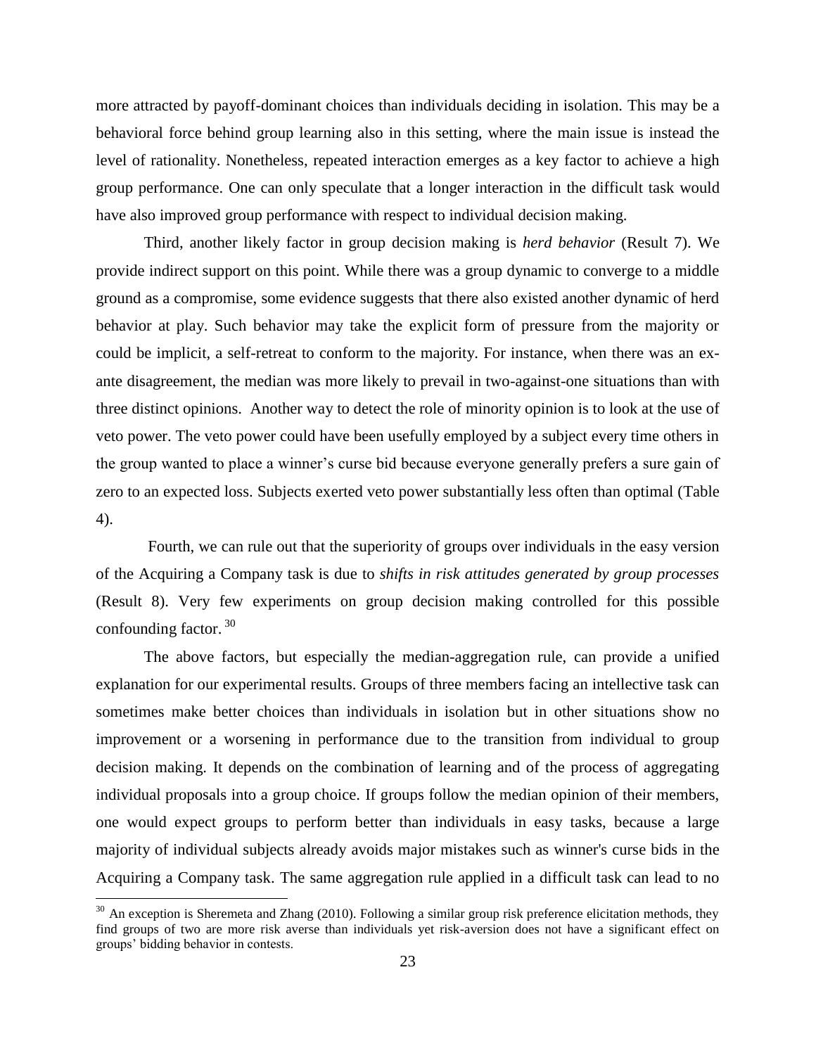more attracted by payoff-dominant choices than individuals deciding in isolation. This may be a behavioral force behind group learning also in this setting, where the main issue is instead the level of rationality. Nonetheless, repeated interaction emerges as a key factor to achieve a high group performance. One can only speculate that a longer interaction in the difficult task would have also improved group performance with respect to individual decision making.

Third, another likely factor in group decision making is *herd behavior* (Result 7). We provide indirect support on this point. While there was a group dynamic to converge to a middle ground as a compromise, some evidence suggests that there also existed another dynamic of herd behavior at play. Such behavior may take the explicit form of pressure from the majority or could be implicit, a self-retreat to conform to the majority. For instance, when there was an ex-ante disagreement, the median was more likely to prevail in two-against-one situations than with three distinct opinions. Another way to detect the role of minority opinion is to look at the use of veto power. The veto power could have been usefully employed by a subject every time others in the group wanted to place a winner's curse bid because everyone generally prefers a sure gain of zero to an expected loss. Subjects exerted veto power substantially less often than optimal (Table 4).

Fourth, we can rule out that the superiority of groups over individuals in the easy version of the Acquiring a Company task is due to *shifts in risk attitudes generated by group processes* (Result 8). Very few experiments on group decision making controlled for this possible confounding factor. [30]

The above factors, but especially the median-aggregation rule, can provide a unified explanation for our experimental results. Groups of three members facing an intellective task can sometimes make better choices than individuals in isolation but in other situations show no improvement or a worsening in performance due to the transition from individual to group decision making. It depends on the combination of learning and of the process of aggregating individual proposals into a group choice. If groups follow the median opinion of their members, one would expect groups to perform better than individuals in easy tasks, because a large majority of individual subjects already avoids major mistakes such as winner's curse bids in the Acquiring a Company task. The same aggregation rule applied in a difficult task can lead to no

[30] An exception is Sheremeta and Zhang (2010). Following a similar group risk preference elicitation methods, they find groups of two are more risk averse than individuals yet risk-aversion does not have a significant effect on groups' bidding behavior in contests.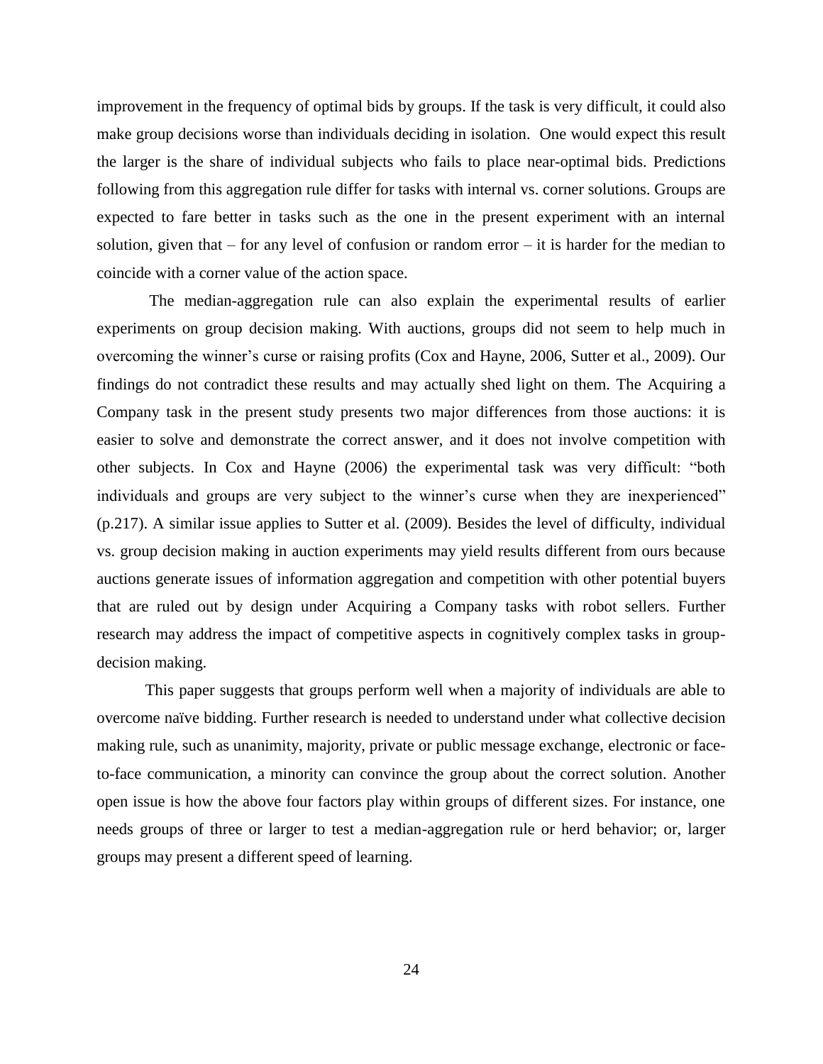improvement in the frequency of optimal bids by groups. If the task is very difficult, it could also make group decisions worse than individuals deciding in isolation. One would expect this result the larger is the share of individual subjects who fails to place near-optimal bids. Predictions following from this aggregation rule differ for tasks with internal vs. corner solutions. Groups are expected to fare better in tasks such as the one in the present experiment with an internal solution, given that – for any level of confusion or random error – it is harder for the median to coincide with a corner value of the action space.

The median-aggregation rule can also explain the experimental results of earlier experiments on group decision making. With auctions, groups did not seem to help much in overcoming the winner's curse or raising profits (Cox and Hayne, 2006, Sutter et al., 2009). Our findings do not contradict these results and may actually shed light on them. The Acquiring a Company task in the present study presents two major differences from those auctions: it is easier to solve and demonstrate the correct answer, and it does not involve competition with other subjects. In Cox and Hayne (2006) the experimental task was very difficult: "both individuals and groups are very subject to the winner's curse when they are inexperienced" (p.217). A similar issue applies to Sutter et al. (2009). Besides the level of difficulty, individual vs. group decision making in auction experiments may yield results different from ours because auctions generate issues of information aggregation and competition with other potential buyers that are ruled out by design under Acquiring a Company tasks with robot sellers. Further research may address the impact of competitive aspects in cognitively complex tasks in group-decision making.

This paper suggests that groups perform well when a majority of individuals are able to overcome naïve bidding. Further research is needed to understand under what collective decision making rule, such as unanimity, majority, private or public message exchange, electronic or face-to-face communication, a minority can convince the group about the correct solution. Another open issue is how the above four factors play within groups of different sizes. For instance, one needs groups of three or larger to test a median-aggregation rule or herd behavior; or, larger groups may present a different speed of learning.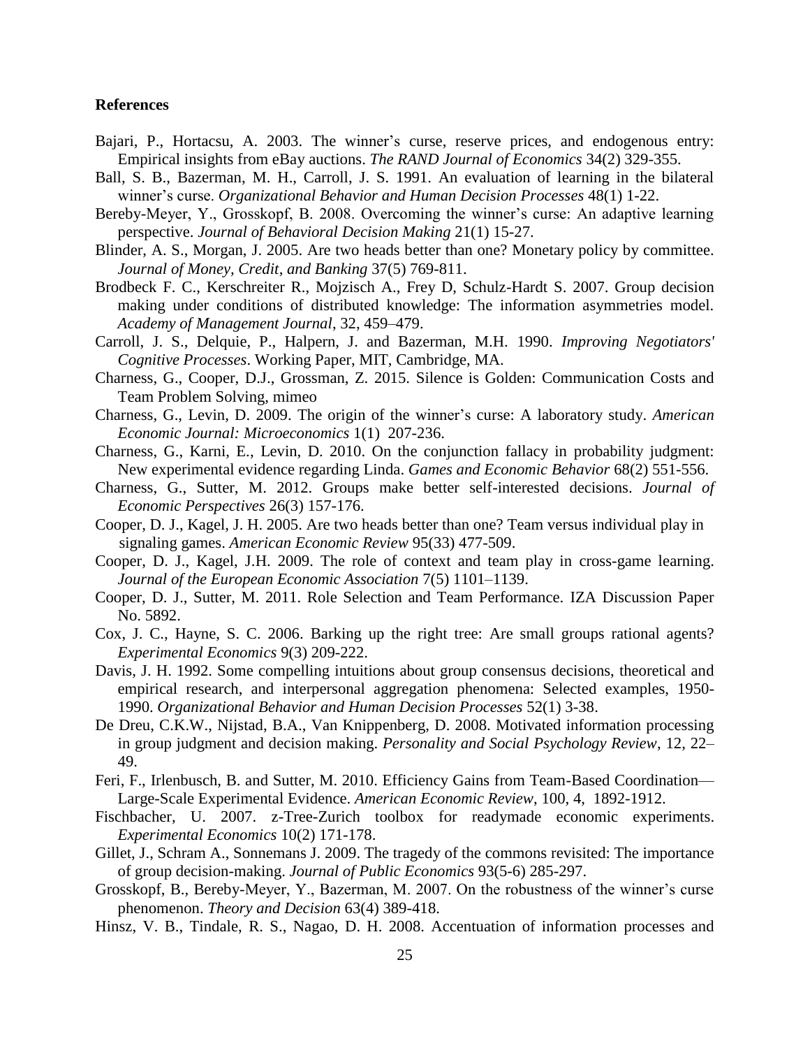**References**

Bajari, P., Hortacsu, A. 2003. The winner's curse, reserve prices, and endogenous entry: Empirical insights from eBay auctions. *The RAND Journal of Economics* 34(2) 329-355.

Ball, S. B., Bazerman, M. H., Carroll, J. S. 1991. An evaluation of learning in the bilateral winner's curse. *Organizational Behavior and Human Decision Processes* 48(1) 1-22.

Bereby-Meyer, Y., Grosskopf, B. 2008. Overcoming the winner's curse: An adaptive learning perspective. *Journal of Behavioral Decision Making* 21(1) 15-27.

Blinder, A. S., Morgan, J. 2005. Are two heads better than one? Monetary policy by committee. *Journal of Money, Credit, and Banking* 37(5) 769-811.

Brodbeck F. C., Kerschreiter R., Mojzisch A., Frey D, Schulz-Hardt S. 2007. Group decision making under conditions of distributed knowledge: The information asymmetries model. *Academy of Management Journal*, 32, 459–479.

Carroll, J. S., Delquie, P., Halpern, J. and Bazerman, M.H. 1990. *Improving Negotiators' Cognitive Processes*. Working Paper, MIT, Cambridge, MA.

Charness, G., Cooper, D.J., Grossman, Z. 2015. Silence is Golden: Communication Costs and Team Problem Solving, mimeo

Charness, G., Levin, D. 2009. The origin of the winner's curse: A laboratory study. *American Economic Journal: Microeconomics* 1(1) 207-236.

Charness, G., Karni, E., Levin, D. 2010. On the conjunction fallacy in probability judgment: New experimental evidence regarding Linda. *Games and Economic Behavior* 68(2) 551-556.

Charness, G., Sutter, M. 2012. Groups make better self-interested decisions. *Journal of Economic Perspectives* 26(3) 157-176.

Cooper, D. J., Kagel, J. H. 2005. Are two heads better than one? Team versus individual play in signaling games. *American Economic Review* 95(33) 477-509.

Cooper, D. J., Kagel, J.H. 2009. The role of context and team play in cross-game learning. *Journal of the European Economic Association* 7(5) 1101–1139.

Cooper, D. J., Sutter, M. 2011. Role Selection and Team Performance. IZA Discussion Paper No. 5892.

Cox, J. C., Hayne, S. C. 2006. Barking up the right tree: Are small groups rational agents? *Experimental Economics* 9(3) 209-222.

Davis, J. H. 1992. Some compelling intuitions about group consensus decisions, theoretical and empirical research, and interpersonal aggregation phenomena: Selected examples, 1950-1990. *Organizational Behavior and Human Decision Processes* 52(1) 3-38.

De Dreu, C.K.W., Nijstad, B.A., Van Knippenberg, D. 2008. Motivated information processing in group judgment and decision making. *Personality and Social Psychology Review*, 12, 22–49.

Feri, F., Irlenbusch, B. and Sutter, M. 2010. Efficiency Gains from Team-Based Coordination—Large-Scale Experimental Evidence. *American Economic Review*, 100, 4, 1892-1912.

Fischbacher, U. 2007. z-Tree-Zurich toolbox for readymade economic experiments. *Experimental Economics* 10(2) 171-178.

Gillet, J., Schram A., Sonnemans J. 2009. The tragedy of the commons revisited: The importance of group decision-making. *Journal of Public Economics* 93(5-6) 285-297.

Grosskopf, B., Bereby-Meyer, Y., Bazerman, M. 2007. On the robustness of the winner's curse phenomenon. *Theory and Decision* 63(4) 389-418.

Hinsz, V. B., Tindale, R. S., Nagao, D. H. 2008. Accentuation of information processes and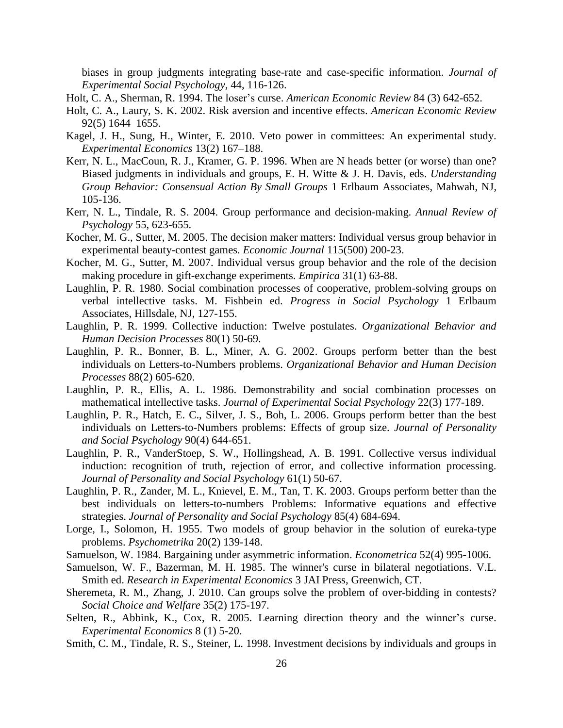biases in group judgments integrating base-rate and case-specific information. *Journal of Experimental Social Psychology*, 44, 116-126.

Holt, C. A., Sherman, R. 1994. The loser's curse. *American Economic Review* 84 (3) 642-652.

Holt, C. A., Laury, S. K. 2002. Risk aversion and incentive effects. *American Economic Review* 92(5) 1644–1655.

Kagel, J. H., Sung, H., Winter, E. 2010. Veto power in committees: An experimental study. *Experimental Economics* 13(2) 167–188.

Kerr, N. L., MacCoun, R. J., Kramer, G. P. 1996. When are N heads better (or worse) than one? Biased judgments in individuals and groups, E. H. Witte & J. H. Davis, eds. *Understanding Group Behavior: Consensual Action By Small Groups* 1 Erlbaum Associates, Mahwah, NJ, 105-136.

Kerr, N. L., Tindale, R. S. 2004. Group performance and decision-making. *Annual Review of Psychology* 55, 623-655.

Kocher, M. G., Sutter, M. 2005. The decision maker matters: Individual versus group behavior in experimental beauty-contest games. *Economic Journal* 115(500) 200-23.

Kocher, M. G., Sutter, M. 2007. Individual versus group behavior and the role of the decision making procedure in gift-exchange experiments. *Empirica* 31(1) 63-88.

Laughlin, P. R. 1980. Social combination processes of cooperative, problem-solving groups on verbal intellective tasks. M. Fishbein ed. *Progress in Social Psychology* 1 Erlbaum Associates, Hillsdale, NJ, 127-155.

Laughlin, P. R. 1999. Collective induction: Twelve postulates. *Organizational Behavior and Human Decision Processes* 80(1) 50-69.

Laughlin, P. R., Bonner, B. L., Miner, A. G. 2002. Groups perform better than the best individuals on Letters-to-Numbers problems. *Organizational Behavior and Human Decision Processes* 88(2) 605-620.

Laughlin, P. R., Ellis, A. L. 1986. Demonstrability and social combination processes on mathematical intellective tasks. *Journal of Experimental Social Psychology* 22(3) 177-189.

Laughlin, P. R., Hatch, E. C., Silver, J. S., Boh, L. 2006. Groups perform better than the best individuals on Letters-to-Numbers problems: Effects of group size. *Journal of Personality and Social Psychology* 90(4) 644-651.

Laughlin, P. R., VanderStoep, S. W., Hollingshead, A. B. 1991. Collective versus individual induction: recognition of truth, rejection of error, and collective information processing. *Journal of Personality and Social Psychology* 61(1) 50-67.

Laughlin, P. R., Zander, M. L., Knievel, E. M., Tan, T. K. 2003. Groups perform better than the best individuals on letters-to-numbers Problems: Informative equations and effective strategies. *Journal of Personality and Social Psychology* 85(4) 684-694.

Lorge, I., Solomon, H. 1955. Two models of group behavior in the solution of eureka-type problems. *Psychometrika* 20(2) 139-148.

Samuelson, W. 1984. Bargaining under asymmetric information. *Econometrica* 52(4) 995-1006.

Samuelson, W. F., Bazerman, M. H. 1985. The winner's curse in bilateral negotiations. V.L. Smith ed. *Research in Experimental Economics* 3 JAI Press, Greenwich, CT.

Sheremeta, R. M., Zhang, J. 2010. Can groups solve the problem of over-bidding in contests? *Social Choice and Welfare* 35(2) 175-197.

Selten, R., Abbink, K., Cox, R. 2005. Learning direction theory and the winner's curse. *Experimental Economics* 8 (1) 5-20.

Smith, C. M., Tindale, R. S., Steiner, L. 1998. Investment decisions by individuals and groups in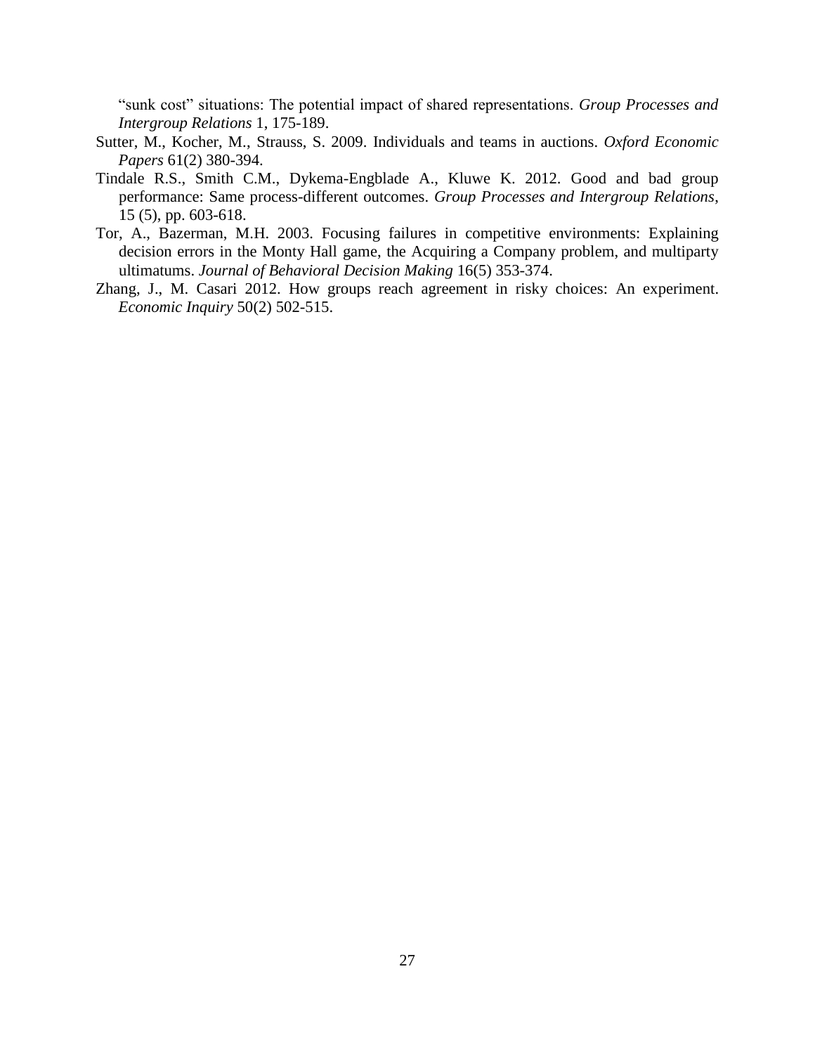"sunk cost" situations: The potential impact of shared representations. *Group Processes and Intergroup Relations* 1, 175-189.

Sutter, M., Kocher, M., Strauss, S. 2009. Individuals and teams in auctions. *Oxford Economic Papers* 61(2) 380-394.

Tindale R.S., Smith C.M., Dykema-Engblade A., Kluwe K. 2012. Good and bad group performance: Same process-different outcomes. *Group Processes and Intergroup Relations*, 15 (5), pp. 603-618.

Tor, A., Bazerman, M.H. 2003. Focusing failures in competitive environments: Explaining decision errors in the Monty Hall game, the Acquiring a Company problem, and multiparty ultimatums. *Journal of Behavioral Decision Making* 16(5) 353-374.

Zhang, J., M. Casari 2012. How groups reach agreement in risky choices: An experiment. *Economic Inquiry* 50(2) 502-515.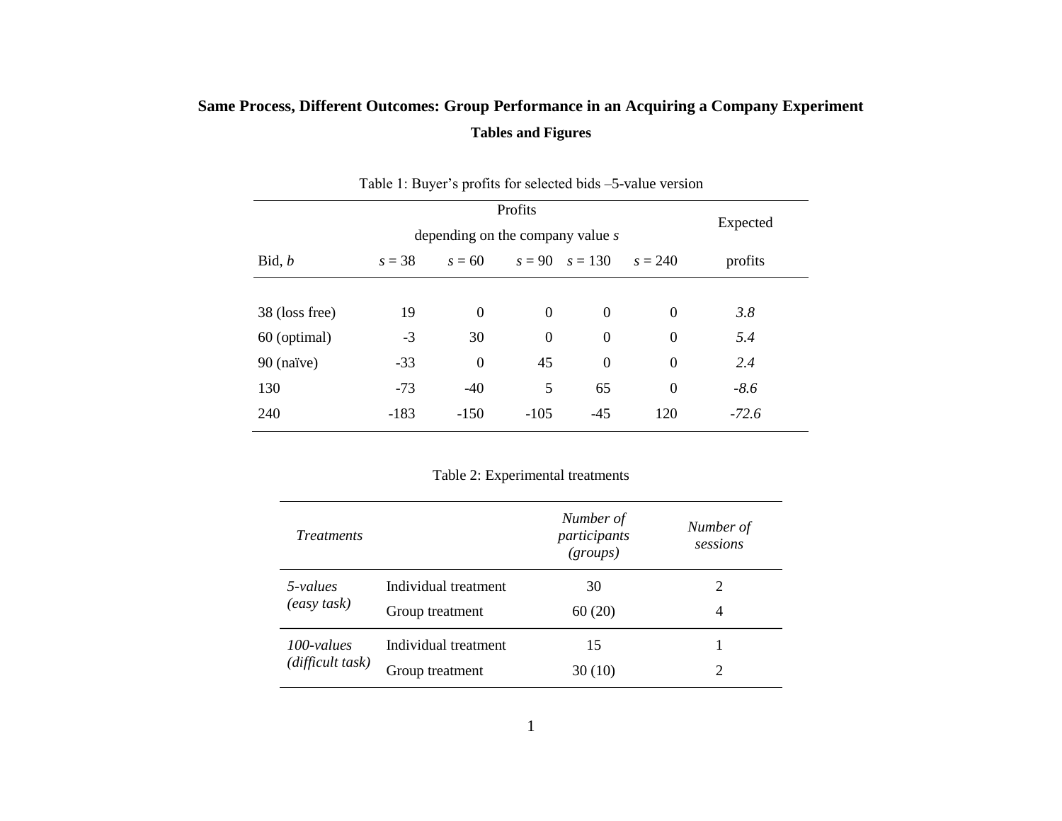**Same Process, Different Outcomes: Group Performance in an Acquiring a Company Experiment**

**Tables and Figures**

Table 1: Buyer's profits for selected bids –5-value version

| | Profits depending on the company value *s* | | | | | Expected |
|---|---|---|---|---|---|---|
| Bid, *b* | *s* = 38 | *s* = 60 | *s* = 90 | *s* = 130 | *s* = 240 | profits |
| 38 (loss free) | 19 | 0 | 0 | 0 | 0 | *3.8* |
| 60 (optimal) | -3 | 30 | 0 | 0 | 0 | *5.4* |
| 90 (naïve) | -33 | 0 | 45 | 0 | 0 | *2.4* |
| 130 | -73 | -40 | 5 | 65 | 0 | *-8.6* |
| 240 | -183 | -150 | -105 | -45 | 120 | *-72.6* |

Table 2: Experimental treatments

| *Treatments* | | *Number of participants (groups)* | *Number of sessions* |
|---|---|---|---|
| *5-values (easy task)* | Individual treatment | 30 | 2 |
| | Group treatment | 60 (20) | 4 |
| *100-values (difficult task)* | Individual treatment | 15 | 1 |
| | Group treatment | 30 (10) | 2 |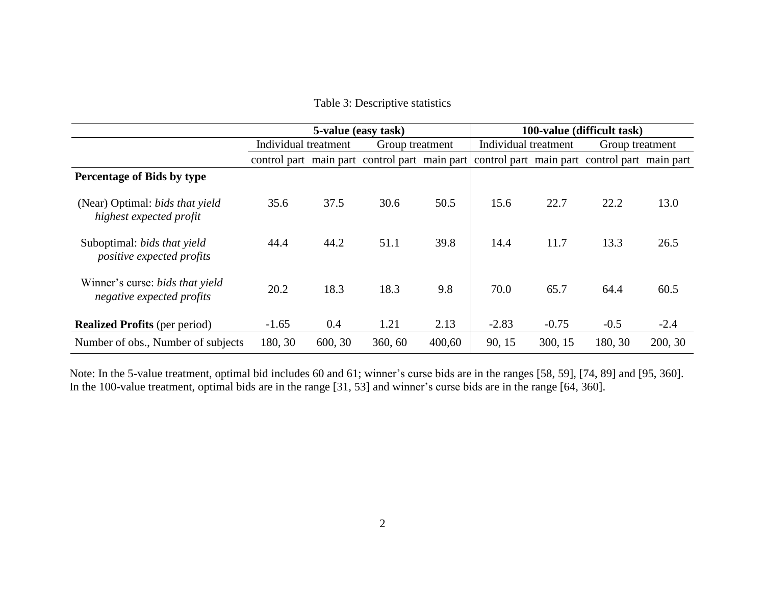Table 3: Descriptive statistics

| | 5-value (easy task) | | | | 100-value (difficult task) | | | |
|---|---|---|---|---|---|---|---|---|
| | Individual treatment | | Group treatment | | Individual treatment | | Group treatment | |
| | control part | main part | control part | main part | control part | main part | control part | main part |
| **Percentage of Bids by type** | | | | | | | | |
| (Near) Optimal: *bids that yield highest expected profit* | 35.6 | 37.5 | 30.6 | 50.5 | 15.6 | 22.7 | 22.2 | 13.0 |
| Suboptimal: *bids that yield positive expected profits* | 44.4 | 44.2 | 51.1 | 39.8 | 14.4 | 11.7 | 13.3 | 26.5 |
| Winner's curse: *bids that yield negative expected profits* | 20.2 | 18.3 | 18.3 | 9.8 | 70.0 | 65.7 | 64.4 | 60.5 |
| **Realized Profits** (per period) | -1.65 | 0.4 | 1.21 | 2.13 | -2.83 | -0.75 | -0.5 | -2.4 |
| Number of obs., Number of subjects | 180, 30 | 600, 30 | 360, 60 | 400,60 | 90, 15 | 300, 15 | 180, 30 | 200, 30 |

Note: In the 5-value treatment, optimal bid includes 60 and 61; winner's curse bids are in the ranges [58, 59], [74, 89] and [95, 360]. In the 100-value treatment, optimal bids are in the range [31, 53] and winner's curse bids are in the range [64, 360].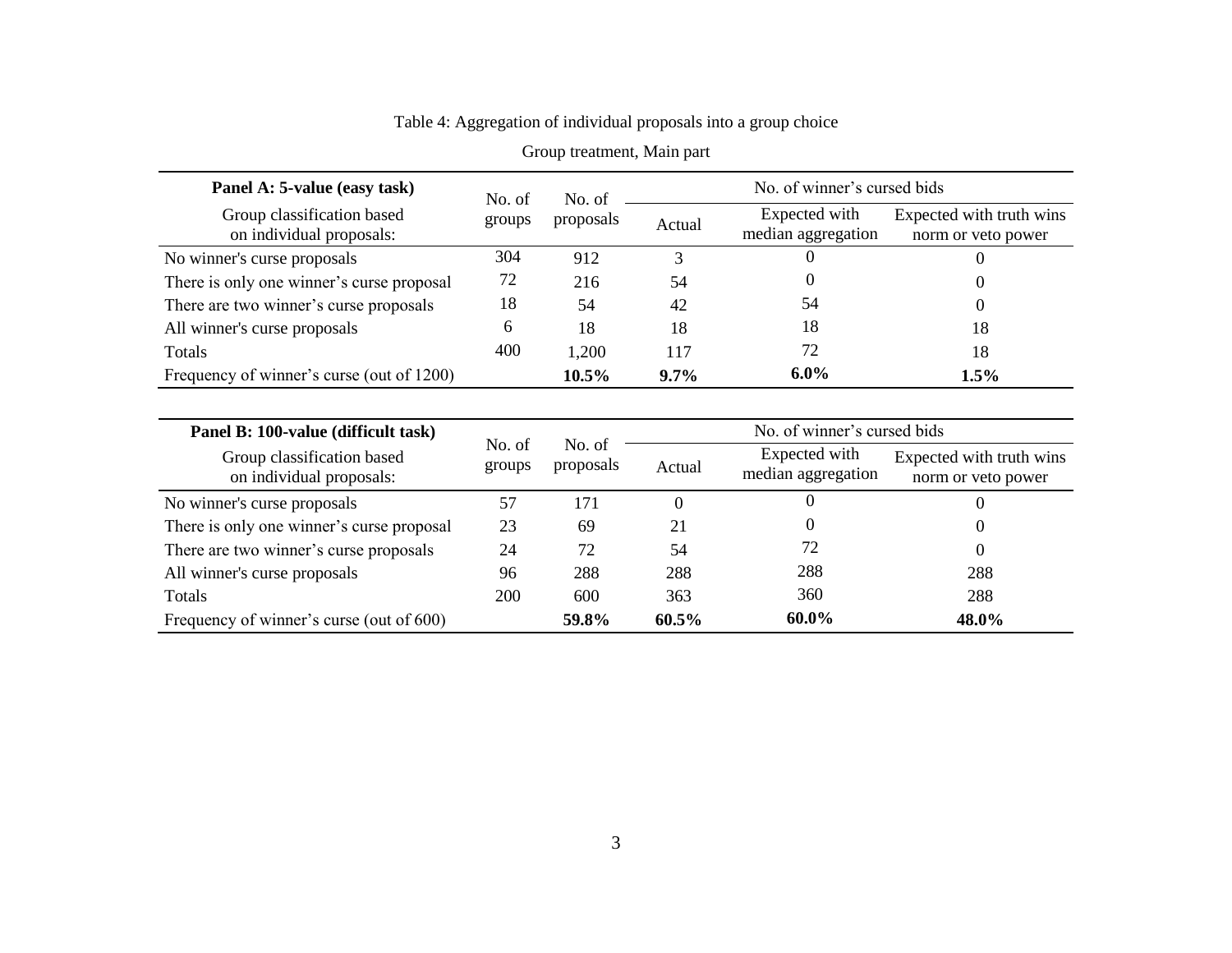Table 4: Aggregation of individual proposals into a group choice

Group treatment, Main part

| **Panel A: 5-value (easy task)** Group classification based on individual proposals: | No. of groups | No. of proposals | No. of winner's cursed bids: Actual | Expected with median aggregation | Expected with truth wins norm or veto power |
|---|---|---|---|---|---|
| No winner's curse proposals | 304 | 912 | 3 | 0 | 0 |
| There is only one winner's curse proposal | 72 | 216 | 54 | 0 | 0 |
| There are two winner's curse proposals | 18 | 54 | 42 | 54 | 0 |
| All winner's curse proposals | 6 | 18 | 18 | 18 | 18 |
| Totals | 400 | 1,200 | 117 | 72 | 18 |
| Frequency of winner's curse (out of 1200) | | **10.5%** | **9.7%** | **6.0%** | **1.5%** |

| **Panel B: 100-value (difficult task)** Group classification based on individual proposals: | No. of groups | No. of proposals | No. of winner's cursed bids: Actual | Expected with median aggregation | Expected with truth wins norm or veto power |
|---|---|---|---|---|---|
| No winner's curse proposals | 57 | 171 | 0 | 0 | 0 |
| There is only one winner's curse proposal | 23 | 69 | 21 | 0 | 0 |
| There are two winner's curse proposals | 24 | 72 | 54 | 72 | 0 |
| All winner's curse proposals | 96 | 288 | 288 | 288 | 288 |
| Totals | 200 | 600 | 363 | 360 | 288 |
| Frequency of winner's curse (out of 600) | | **59.8%** | **60.5%** | **60.0%** | **48.0%** |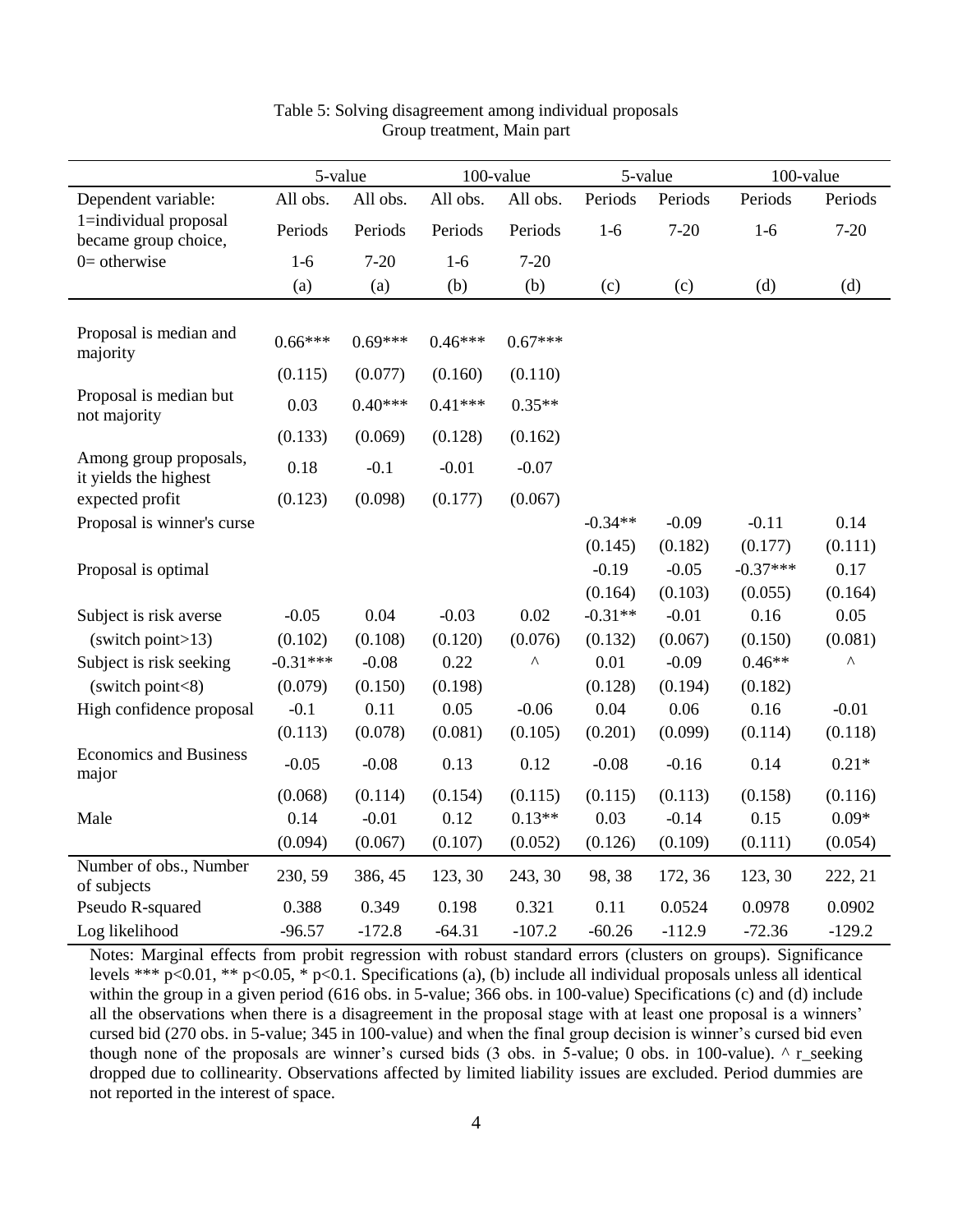Table 5: Solving disagreement among individual proposals
Group treatment, Main part

| | 5-value | | 100-value | | 5-value | | 100-value | |
|---|---|---|---|---|---|---|---|---|
| Dependent variable: 1=individual proposal became group choice, 0= otherwise | All obs. Periods 1-6 | All obs. Periods 7-20 | All obs. Periods 1-6 | All obs. Periods 7-20 | Periods 1-6 | Periods 7-20 | Periods 1-6 | Periods 7-20 |
| | (a) | (a) | (b) | (b) | (c) | (c) | (d) | (d) |
| Proposal is median and majority | 0.66*** | 0.69*** | 0.46*** | 0.67*** | | | | |
| | (0.115) | (0.077) | (0.160) | (0.110) | | | | |
| Proposal is median but not majority | 0.03 | 0.40*** | 0.41*** | 0.35** | | | | |
| | (0.133) | (0.069) | (0.128) | (0.162) | | | | |
| Among group proposals, it yields the highest expected profit | 0.18 | -0.1 | -0.01 | -0.07 | | | | |
| | (0.123) | (0.098) | (0.177) | (0.067) | | | | |
| Proposal is winner's curse | | | | | -0.34** | -0.09 | -0.11 | 0.14 |
| | | | | | (0.145) | (0.182) | (0.177) | (0.111) |
| Proposal is optimal | | | | | -0.19 | -0.05 | -0.37*** | 0.17 |
| | | | | | (0.164) | (0.103) | (0.055) | (0.164) |
| Subject is risk averse | -0.05 | 0.04 | -0.03 | 0.02 | -0.31** | -0.01 | 0.16 | 0.05 |
| (switch point>13) | (0.102) | (0.108) | (0.120) | (0.076) | (0.132) | (0.067) | (0.150) | (0.081) |
| Subject is risk seeking | -0.31*** | -0.08 | 0.22 | ^ | 0.01 | -0.09 | 0.46** | ^ |
| (switch point<8) | (0.079) | (0.150) | (0.198) | | (0.128) | (0.194) | (0.182) | |
| High confidence proposal | -0.1 | 0.11 | 0.05 | -0.06 | 0.04 | 0.06 | 0.16 | -0.01 |
| | (0.113) | (0.078) | (0.081) | (0.105) | (0.201) | (0.099) | (0.114) | (0.118) |
| Economics and Business major | -0.05 | -0.08 | 0.13 | 0.12 | -0.08 | -0.16 | 0.14 | 0.21* |
| | (0.068) | (0.114) | (0.154) | (0.115) | (0.115) | (0.113) | (0.158) | (0.116) |
| Male | 0.14 | -0.01 | 0.12 | 0.13** | 0.03 | -0.14 | 0.15 | 0.09* |
| | (0.094) | (0.067) | (0.107) | (0.052) | (0.126) | (0.109) | (0.111) | (0.054) |
| Number of obs., Number of subjects | 230, 59 | 386, 45 | 123, 30 | 243, 30 | 98, 38 | 172, 36 | 123, 30 | 222, 21 |
| Pseudo R-squared | 0.388 | 0.349 | 0.198 | 0.321 | 0.11 | 0.0524 | 0.0978 | 0.0902 |
| Log likelihood | -96.57 | -172.8 | -64.31 | -107.2 | -60.26 | -112.9 | -72.36 | -129.2 |

Notes: Marginal effects from probit regression with robust standard errors (clusters on groups). Significance levels *** p<0.01, ** p<0.05, * p<0.1. Specifications (a), (b) include all individual proposals unless all identical within the group in a given period (616 obs. in 5-value; 366 obs. in 100-value) Specifications (c) and (d) include all the observations when there is a disagreement in the proposal stage with at least one proposal is a winners' cursed bid (270 obs. in 5-value; 345 in 100-value) and when the final group decision is winner's cursed bid even though none of the proposals are winner's cursed bids (3 obs. in 5-value; 0 obs. in 100-value). ^ r_seeking dropped due to collinearity. Observations affected by limited liability issues are excluded. Period dummies are not reported in the interest of space.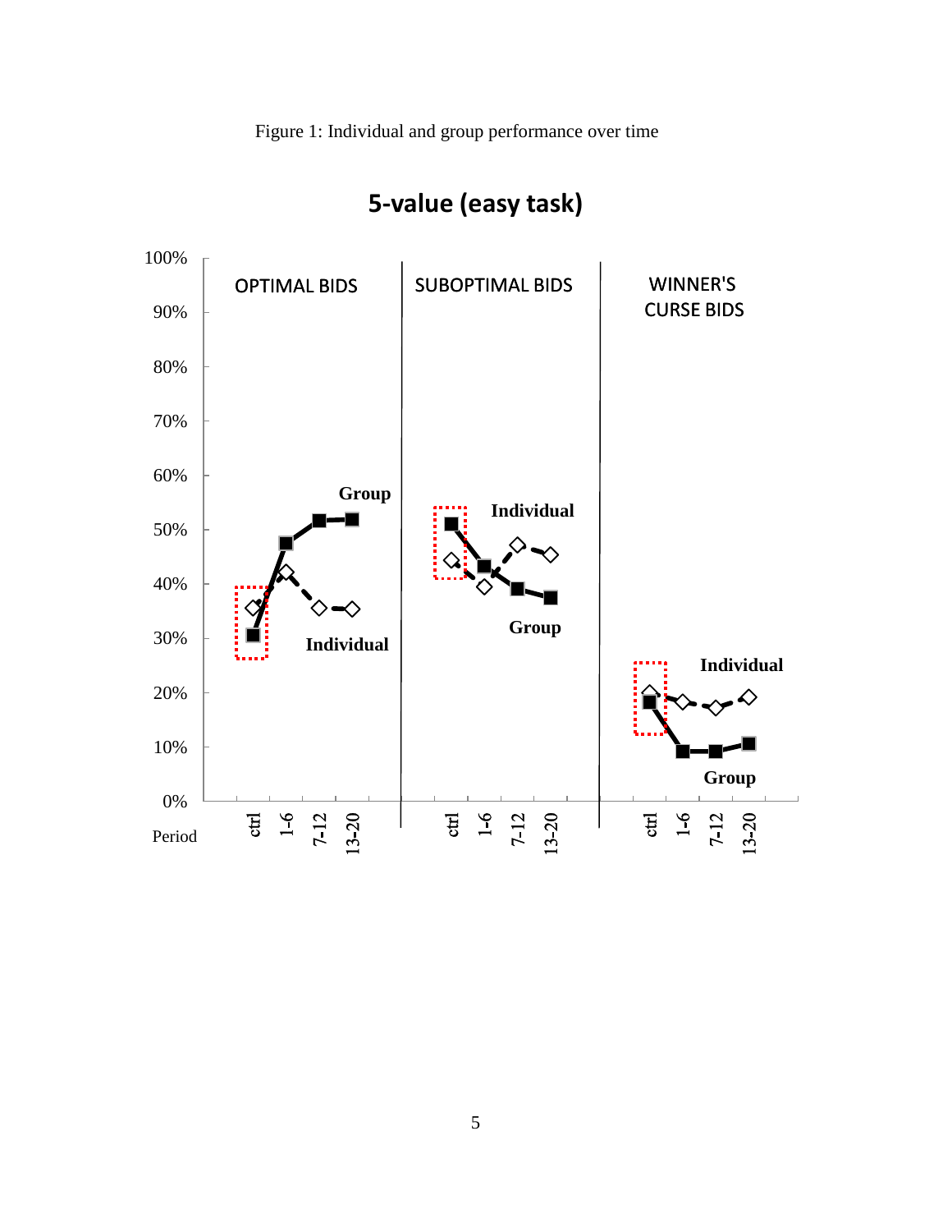Figure 1: Individual and group performance over time

**5-value (easy task)**

OPTIMAL BIDS

SUBOPTIMAL BIDS

WINNER'S CURSE BIDS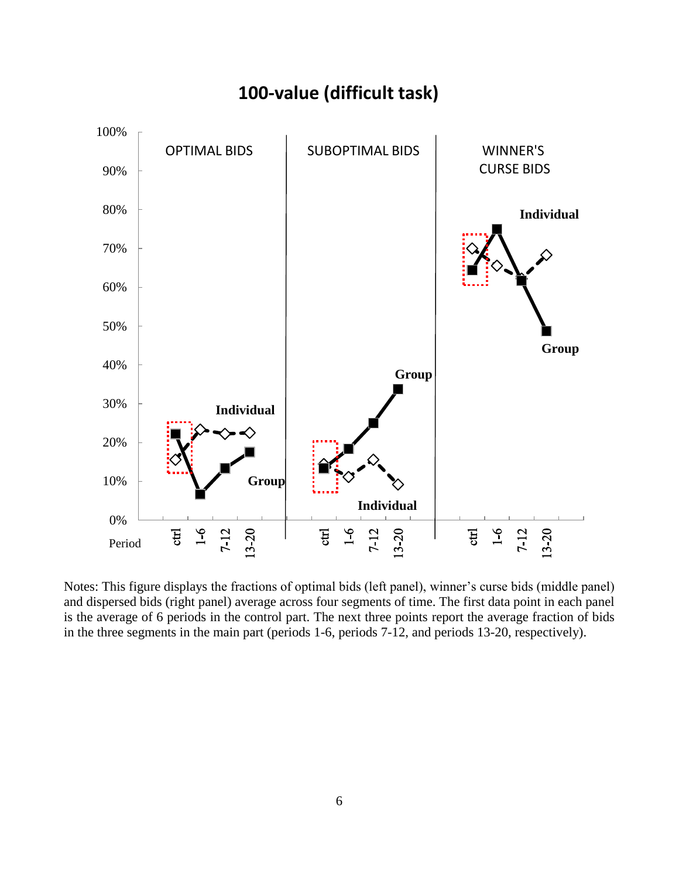# 100-value (difficult task)

| Period | OPTIMAL BIDS: ctrl | 1-6 | 7-12 | 13-20 | SUBOPTIMAL BIDS: ctrl | 1-6 | 7-12 | 13-20 | WINNER'S CURSE BIDS: ctrl | 1-6 | 7-12 | 13-20 |
|---|---|---|---|---|---|---|---|---|---|---|---|---|
| Group | | | | | | | | | | | | |
| Individual | | | | | | | | | | | | |

Notes: This figure displays the fractions of optimal bids (left panel), winner's curse bids (middle panel) and dispersed bids (right panel) average across four segments of time. The first data point in each panel is the average of 6 periods in the control part. The next three points report the average fraction of bids in the three segments in the main part (periods 1-6, periods 7-12, and periods 13-20, respectively).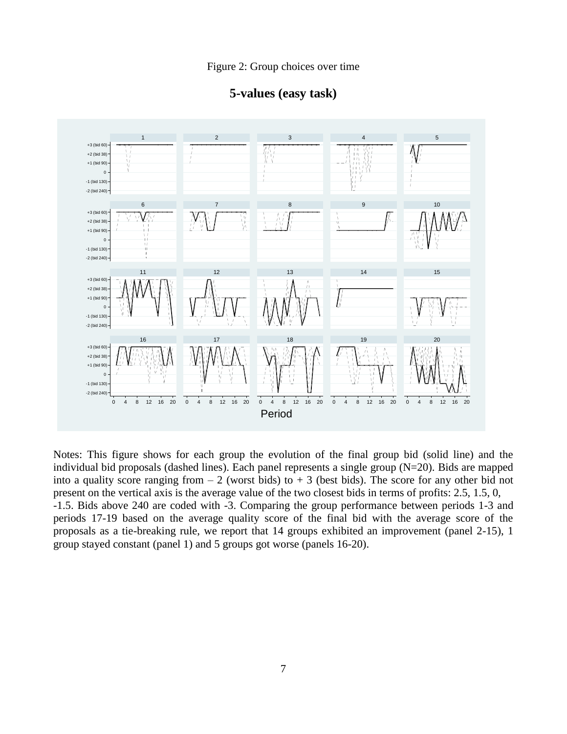Figure 2: Group choices over time

**5-values (easy task)**

Notes: This figure shows for each group the evolution of the final group bid (solid line) and the individual bid proposals (dashed lines). Each panel represents a single group (N=20). Bids are mapped into a quality score ranging from – 2 (worst bids) to + 3 (best bids). The score for any other bid not present on the vertical axis is the average value of the two closest bids in terms of profits: 2.5, 1.5, 0, -1.5. Bids above 240 are coded with -3. Comparing the group performance between periods 1-3 and periods 17-19 based on the average quality score of the final bid with the average score of the proposals as a tie-breaking rule, we report that 14 groups exhibited an improvement (panel 2-15), 1 group stayed constant (panel 1) and 5 groups got worse (panels 16-20).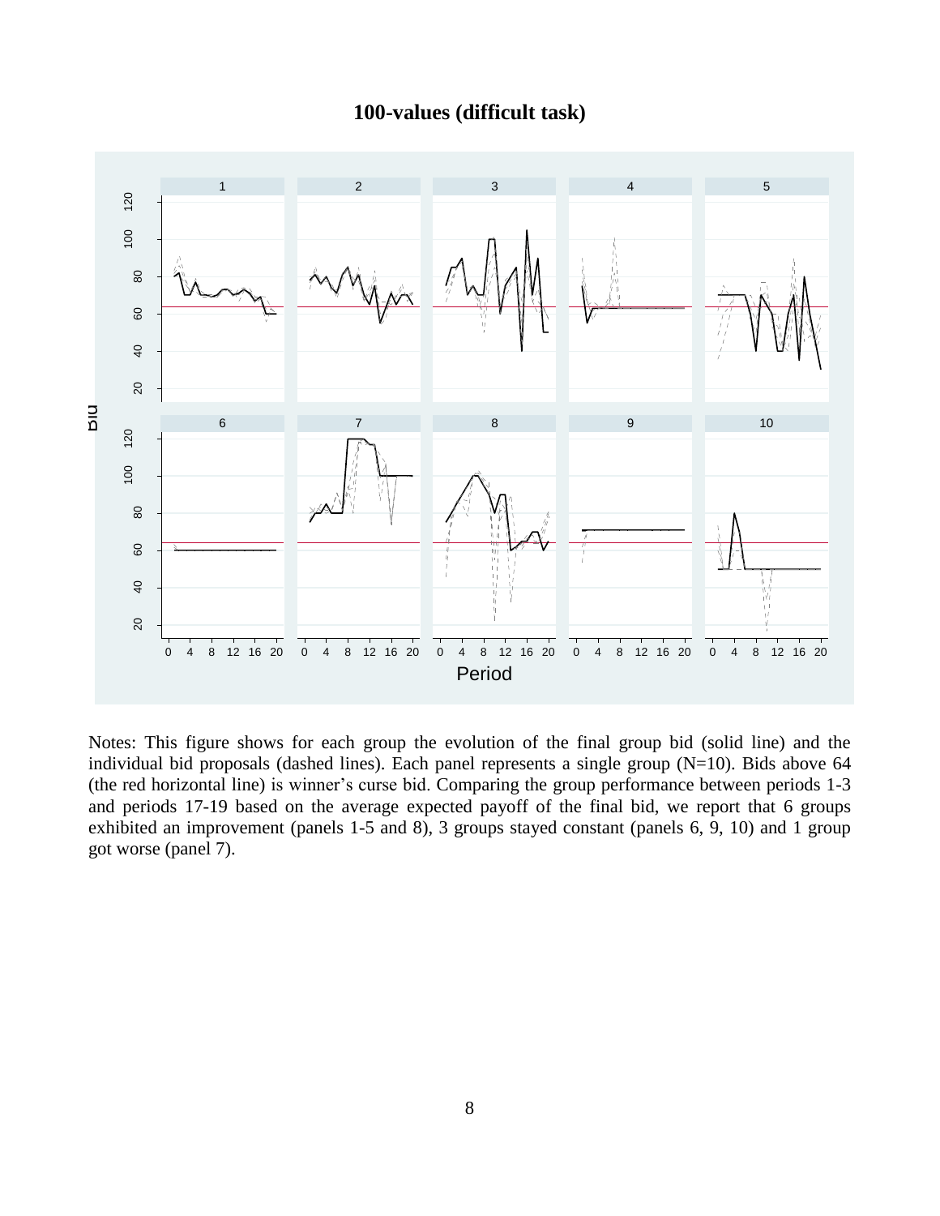## 100-values (difficult task)

Notes: This figure shows for each group the evolution of the final group bid (solid line) and the individual bid proposals (dashed lines). Each panel represents a single group (N=10). Bids above 64 (the red horizontal line) is winner's curse bid. Comparing the group performance between periods 1-3 and periods 17-19 based on the average expected payoff of the final bid, we report that 6 groups exhibited an improvement (panels 1-5 and 8), 3 groups stayed constant (panels 6, 9, 10) and 1 group got worse (panel 7).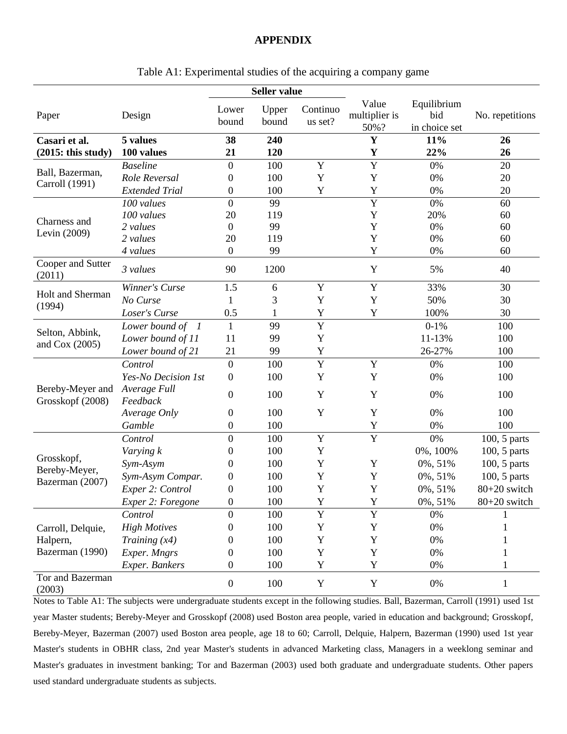## APPENDIX

Table A1: Experimental studies of the acquiring a company game

| Paper | Design | Seller value | | | Value multiplier is 50%? | Equilibrium bid in choice set | No. repetitions |
|---|---|---|---|---|---|---|---|
| | | Lower bound | Upper bound | Continuous set? | | | |
| **Casari et al. (2015: this study)** | **5 values** | **38** | **240** | | **Y** | **11%** | **26** |
| | **100 values** | **21** | **120** | | **Y** | **22%** | **26** |
| Ball, Bazerman, Carroll (1991) | *Baseline* | 0 | 100 | Y | Y | 0% | 20 |
| | *Role Reversal* | 0 | 100 | Y | Y | 0% | 20 |
| | *Extended Trial* | 0 | 100 | Y | Y | 0% | 20 |
| Charness and Levin (2009) | *100 values* | 0 | 99 | | Y | 0% | 60 |
| | *100 values* | 20 | 119 | | Y | 20% | 60 |
| | *2 values* | 0 | 99 | | Y | 0% | 60 |
| | *2 values* | 20 | 119 | | Y | 0% | 60 |
| | *4 values* | 0 | 99 | | Y | 0% | 60 |
| Cooper and Sutter (2011) | *3 values* | 90 | 1200 | | Y | 5% | 40 |
| Holt and Sherman (1994) | *Winner's Curse* | 1.5 | 6 | Y | Y | 33% | 30 |
| | *No Curse* | 1 | 3 | Y | Y | 50% | 30 |
| | *Loser's Curse* | 0.5 | 1 | Y | Y | 100% | 30 |
| Selton, Abbink, and Cox (2005) | *Lower bound of 1* | 1 | 99 | Y | | 0-1% | 100 |
| | *Lower bound of 11* | 11 | 99 | Y | | 11-13% | 100 |
| | *Lower bound of 21* | 21 | 99 | Y | | 26-27% | 100 |
| Bereby-Meyer and Grosskopf (2008) | *Control* | 0 | 100 | Y | Y | 0% | 100 |
| | *Yes-No Decision 1st* | 0 | 100 | Y | Y | 0% | 100 |
| | *Average Full Feedback* | 0 | 100 | Y | Y | 0% | 100 |
| | *Average Only* | 0 | 100 | Y | Y | 0% | 100 |
| | *Gamble* | 0 | 100 | | Y | 0% | 100 |
| Grosskopf, Bereby-Meyer, Bazerman (2007) | *Control* | 0 | 100 | Y | Y | 0% | 100, 5 parts |
| | *Varying k* | 0 | 100 | Y | | 0%, 100% | 100, 5 parts |
| | *Sym-Asym* | 0 | 100 | Y | Y | 0%, 51% | 100, 5 parts |
| | *Sym-Asym Compar.* | 0 | 100 | Y | Y | 0%, 51% | 100, 5 parts |
| | *Exper 2: Control* | 0 | 100 | Y | Y | 0%, 51% | 80+20 switch |
| | *Exper 2: Foregone* | 0 | 100 | Y | Y | 0%, 51% | 80+20 switch |
| Carroll, Delquie, Halpern, Bazerman (1990) | *Control* | 0 | 100 | Y | Y | 0% | 1 |
| | *High Motives* | 0 | 100 | Y | Y | 0% | 1 |
| | *Training (x4)* | 0 | 100 | Y | Y | 0% | 1 |
| | *Exper. Mngrs* | 0 | 100 | Y | Y | 0% | 1 |
| | *Exper. Bankers* | 0 | 100 | Y | Y | 0% | 1 |
| Tor and Bazerman (2003) | | 0 | 100 | Y | Y | 0% | 1 |

Notes to Table A1: The subjects were undergraduate students except in the following studies. Ball, Bazerman, Carroll (1991) used 1st year Master students; Bereby-Meyer and Grosskopf (2008) used Boston area people, varied in education and background; Grosskopf, Bereby-Meyer, Bazerman (2007) used Boston area people, age 18 to 60; Carroll, Delquie, Halpern, Bazerman (1990) used 1st year Master's students in OBHR class, 2nd year Master's students in advanced Marketing class, Managers in a weeklong seminar and Master's graduates in investment banking; Tor and Bazerman (2003) used both graduate and undergraduate students. Other papers used standard undergraduate students as subjects.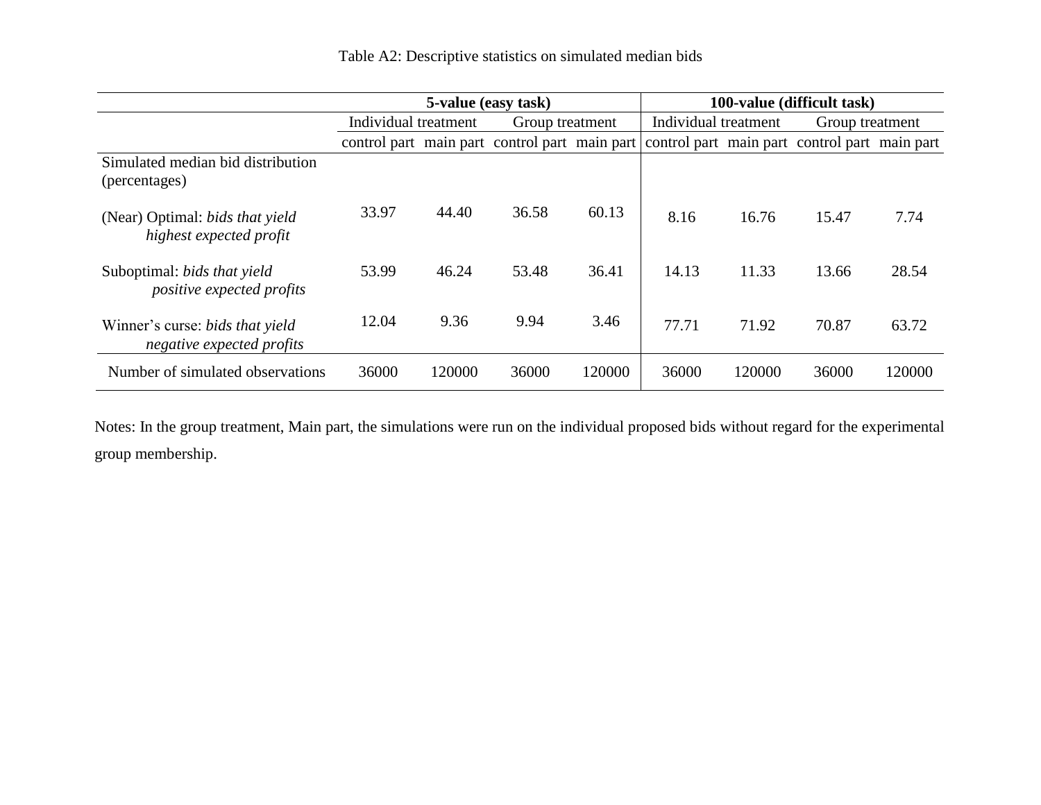Table A2: Descriptive statistics on simulated median bids

| | **5-value (easy task)** | | | | **100-value (difficult task)** | | | |
|---|---|---|---|---|---|---|---|---|
| | Individual treatment | | Group treatment | | Individual treatment | | Group treatment | |
| | control part | main part | control part | main part | control part | main part | control part | main part |
| Simulated median bid distribution (percentages) | | | | | | | | |
| (Near) Optimal: *bids that yield highest expected profit* | 33.97 | 44.40 | 36.58 | 60.13 | 8.16 | 16.76 | 15.47 | 7.74 |
| Suboptimal: *bids that yield positive expected profits* | 53.99 | 46.24 | 53.48 | 36.41 | 14.13 | 11.33 | 13.66 | 28.54 |
| Winner's curse: *bids that yield negative expected profits* | 12.04 | 9.36 | 9.94 | 3.46 | 77.71 | 71.92 | 70.87 | 63.72 |
| Number of simulated observations | 36000 | 120000 | 36000 | 120000 | 36000 | 120000 | 36000 | 120000 |

Notes: In the group treatment, Main part, the simulations were run on the individual proposed bids without regard for the experimental group membership.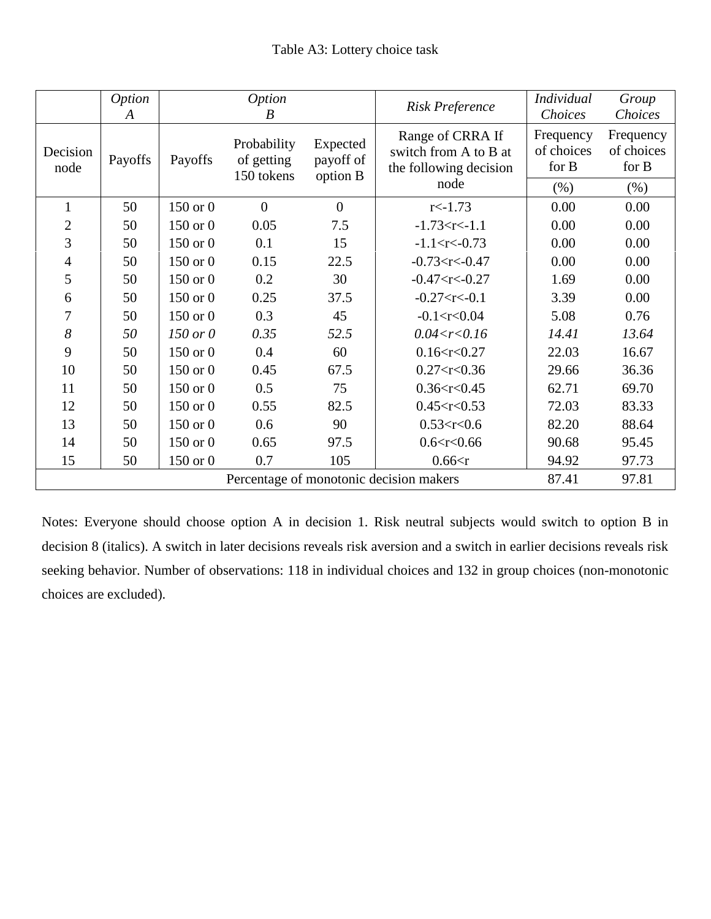Table A3: Lottery choice task

| | *Option A* | *Option B* | | | *Risk Preference* | *Individual Choices* | *Group Choices* |
|---|---|---|---|---|---|---|---|
| Decision node | Payoffs | Payoffs | Probability of getting 150 tokens | Expected payoff of option B | Range of CRRA If switch from A to B at the following decision node | Frequency of choices for B (%) | Frequency of choices for B (%) |
| 1 | 50 | 150 or 0 | 0 | 0 | r<-1.73 | 0.00 | 0.00 |
| 2 | 50 | 150 or 0 | 0.05 | 7.5 | -1.73<r<-1.1 | 0.00 | 0.00 |
| 3 | 50 | 150 or 0 | 0.1 | 15 | -1.1<r<-0.73 | 0.00 | 0.00 |
| 4 | 50 | 150 or 0 | 0.15 | 22.5 | -0.73<r<-0.47 | 0.00 | 0.00 |
| 5 | 50 | 150 or 0 | 0.2 | 30 | -0.47<r<-0.27 | 1.69 | 0.00 |
| 6 | 50 | 150 or 0 | 0.25 | 37.5 | -0.27<r<-0.1 | 3.39 | 0.00 |
| 7 | 50 | 150 or 0 | 0.3 | 45 | -0.1<r<0.04 | 5.08 | 0.76 |
| *8* | *50* | *150 or 0* | *0.35* | *52.5* | *0.04<r<0.16* | *14.41* | *13.64* |
| 9 | 50 | 150 or 0 | 0.4 | 60 | 0.16<r<0.27 | 22.03 | 16.67 |
| 10 | 50 | 150 or 0 | 0.45 | 67.5 | 0.27<r<0.36 | 29.66 | 36.36 |
| 11 | 50 | 150 or 0 | 0.5 | 75 | 0.36<r<0.45 | 62.71 | 69.70 |
| 12 | 50 | 150 or 0 | 0.55 | 82.5 | 0.45<r<0.53 | 72.03 | 83.33 |
| 13 | 50 | 150 or 0 | 0.6 | 90 | 0.53<r<0.6 | 82.20 | 88.64 |
| 14 | 50 | 150 or 0 | 0.65 | 97.5 | 0.6<r<0.66 | 90.68 | 95.45 |
| 15 | 50 | 150 or 0 | 0.7 | 105 | 0.66<r | 94.92 | 97.73 |
| Percentage of monotonic decision makers | | | | | | 87.41 | 97.81 |

Notes: Everyone should choose option A in decision 1. Risk neutral subjects would switch to option B in decision 8 (italics). A switch in later decisions reveals risk aversion and a switch in earlier decisions reveals risk seeking behavior. Number of observations: 118 in individual choices and 132 in group choices (non-monotonic choices are excluded).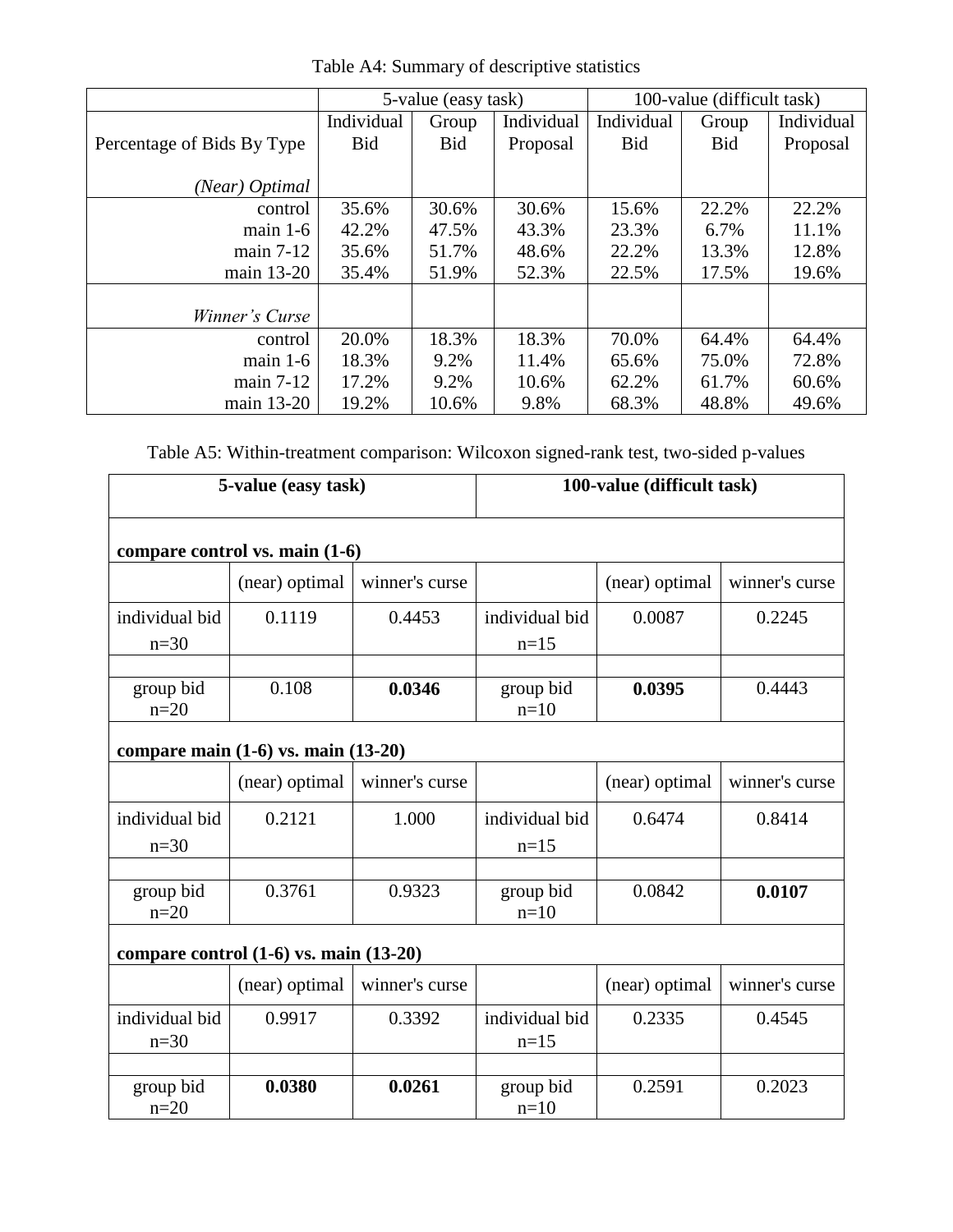Table A4: Summary of descriptive statistics

| | 5-value (easy task) | | | 100-value (difficult task) | | |
|---|---|---|---|---|---|---|
| Percentage of Bids By Type | Individual Bid | Group Bid | Individual Proposal | Individual Bid | Group Bid | Individual Proposal |
| *(Near) Optimal* | | | | | | |
| control | 35.6% | 30.6% | 30.6% | 15.6% | 22.2% | 22.2% |
| main 1-6 | 42.2% | 47.5% | 43.3% | 23.3% | 6.7% | 11.1% |
| main 7-12 | 35.6% | 51.7% | 48.6% | 22.2% | 13.3% | 12.8% |
| main 13-20 | 35.4% | 51.9% | 52.3% | 22.5% | 17.5% | 19.6% |
| *Winner's Curse* | | | | | | |
| control | 20.0% | 18.3% | 18.3% | 70.0% | 64.4% | 64.4% |
| main 1-6 | 18.3% | 9.2% | 11.4% | 65.6% | 75.0% | 72.8% |
| main 7-12 | 17.2% | 9.2% | 10.6% | 62.2% | 61.7% | 60.6% |
| main 13-20 | 19.2% | 10.6% | 9.8% | 68.3% | 48.8% | 49.6% |

Table A5: Within-treatment comparison: Wilcoxon signed-rank test, two-sided p-values

| **5-value (easy task)** | | | **100-value (difficult task)** | | |
|---|---|---|---|---|---|
| **compare control vs. main (1-6)** | | | | | |
| | (near) optimal | winner's curse | | (near) optimal | winner's curse |
| individual bid n=30 | 0.1119 | 0.4453 | individual bid n=15 | 0.0087 | 0.2245 |
| group bid n=20 | 0.108 | **0.0346** | group bid n=10 | **0.0395** | 0.4443 |
| **compare main (1-6) vs. main (13-20)** | | | | | |
| | (near) optimal | winner's curse | | (near) optimal | winner's curse |
| individual bid n=30 | 0.2121 | 1.000 | individual bid n=15 | 0.6474 | 0.8414 |
| group bid n=20 | 0.3761 | 0.9323 | group bid n=10 | 0.0842 | **0.0107** |
| **compare control (1-6) vs. main (13-20)** | | | | | |
| | (near) optimal | winner's curse | | (near) optimal | winner's curse |
| individual bid n=30 | 0.9917 | 0.3392 | individual bid n=15 | 0.2335 | 0.4545 |
| group bid n=20 | **0.0380** | **0.0261** | group bid n=10 | 0.2591 | 0.2023 |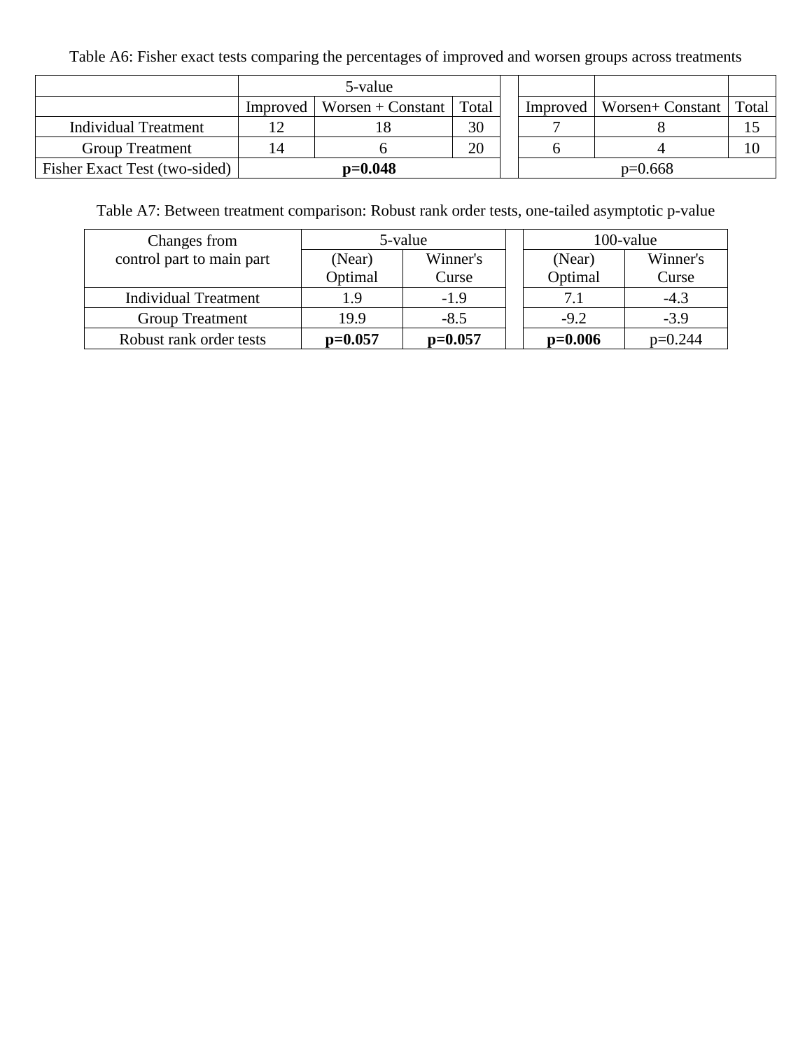Table A6: Fisher exact tests comparing the percentages of improved and worsen groups across treatments

| | 5-value | | | | | | |
|---|---|---|---|---|---|---|---|
| | Improved | Worsen + Constant | Total | | Improved | Worsen+ Constant | Total |
| Individual Treatment | 12 | 18 | 30 | | 7 | 8 | 15 |
| Group Treatment | 14 | 6 | 20 | | 6 | 4 | 10 |
| Fisher Exact Test (two-sided) | **p=0.048** | | | | p=0.668 | | |

Table A7: Between treatment comparison: Robust rank order tests, one-tailed asymptotic p-value

| Changes from control part to main part | 5-value | | | 100-value | |
|---|---|---|---|---|---|
| | (Near) Optimal | Winner's Curse | | (Near) Optimal | Winner's Curse |
| Individual Treatment | 1.9 | -1.9 | | 7.1 | -4.3 |
| Group Treatment | 19.9 | -8.5 | | -9.2 | -3.9 |
| Robust rank order tests | **p=0.057** | **p=0.057** | | **p=0.006** | p=0.244 |